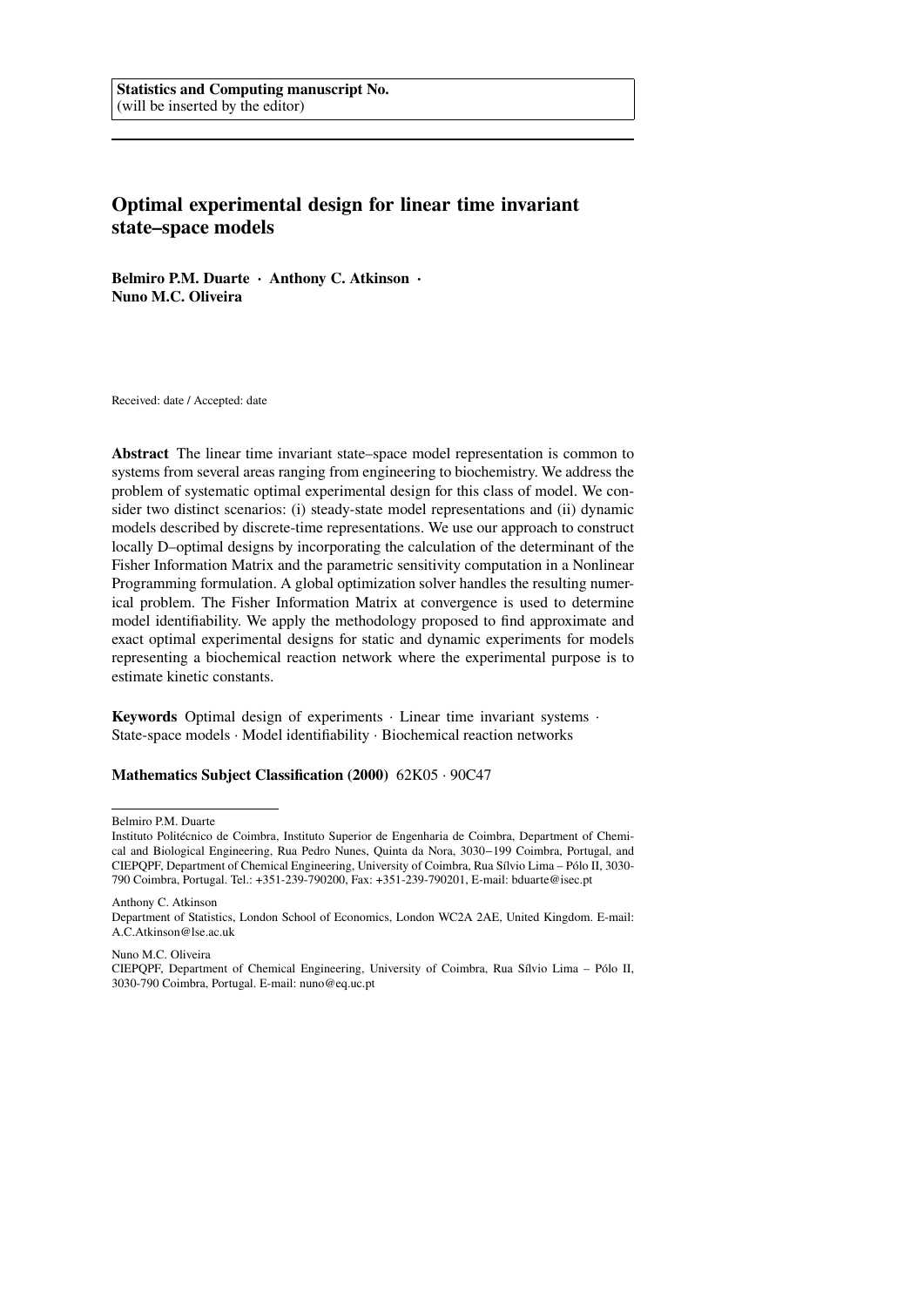**Statistics and Computing manuscript No.**
(will be inserted by the editor)

# Optimal experimental design for linear time invariant state–space models

**Belmiro P.M. Duarte · Anthony C. Atkinson · Nuno M.C. Oliveira**

Received: date / Accepted: date

**Abstract** The linear time invariant state–space model representation is common to systems from several areas ranging from engineering to biochemistry. We address the problem of systematic optimal experimental design for this class of model. We consider two distinct scenarios: (i) steady-state model representations and (ii) dynamic models described by discrete-time representations. We use our approach to construct locally D–optimal designs by incorporating the calculation of the determinant of the Fisher Information Matrix and the parametric sensitivity computation in a Nonlinear Programming formulation. A global optimization solver handles the resulting numerical problem. The Fisher Information Matrix at convergence is used to determine model identifiability. We apply the methodology proposed to find approximate and exact optimal experimental designs for static and dynamic experiments for models representing a biochemical reaction network where the experimental purpose is to estimate kinetic constants.

**Keywords** Optimal design of experiments · Linear time invariant systems · State-space models · Model identifiability · Biochemical reaction networks

**Mathematics Subject Classification (2000)** 62K05 · 90C47

---

Belmiro P.M. Duarte
Instituto Politécnico de Coimbra, Instituto Superior de Engenharia de Coimbra, Department of Chemical and Biological Engineering, Rua Pedro Nunes, Quinta da Nora, 3030−199 Coimbra, Portugal, and CIEPQPF, Department of Chemical Engineering, University of Coimbra, Rua Sílvio Lima – Pólo II, 3030-790 Coimbra, Portugal. Tel.: +351-239-790200, Fax: +351-239-790201, E-mail: bduarte@isec.pt

Anthony C. Atkinson
Department of Statistics, London School of Economics, London WC2A 2AE, United Kingdom. E-mail: A.C.Atkinson@lse.ac.uk

Nuno M.C. Oliveira
CIEPQPF, Department of Chemical Engineering, University of Coimbra, Rua Sílvio Lima – Pólo II, 3030-790 Coimbra, Portugal. E-mail: nuno@eq.uc.pt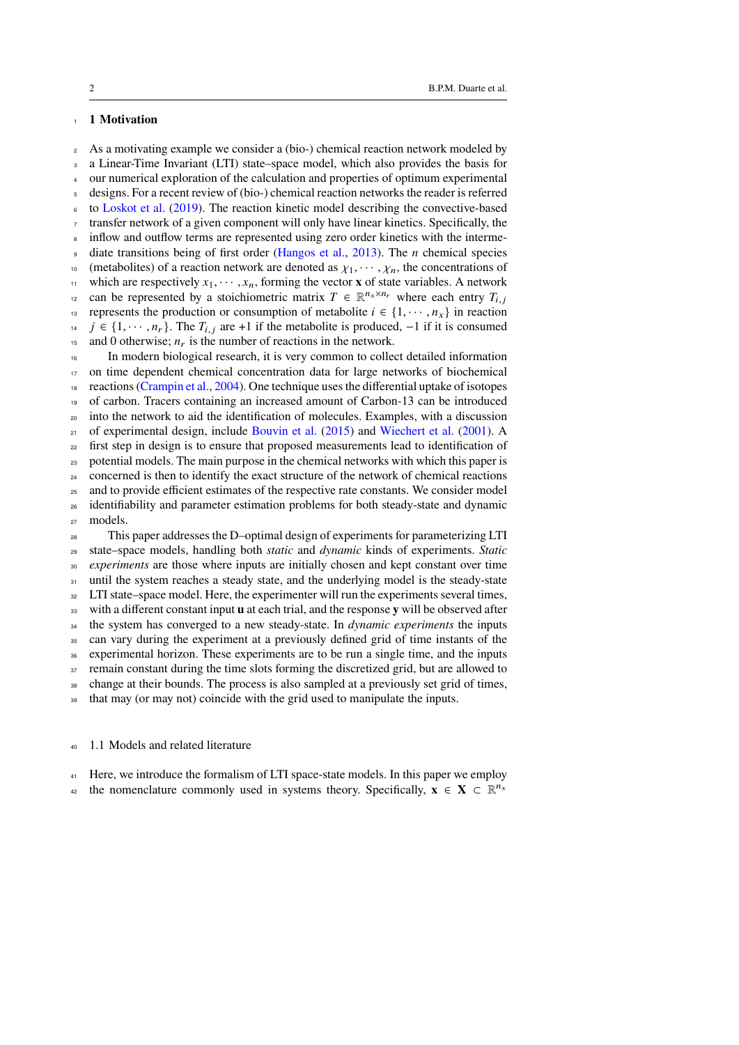# 1 Motivation

As a motivating example we consider a (bio-) chemical reaction network modeled by a Linear-Time Invariant (LTI) state–space model, which also provides the basis for our numerical exploration of the calculation and properties of optimum experimental designs. For a recent review of (bio-) chemical reaction networks the reader is referred to Loskot et al. (2019). The reaction kinetic model describing the convective-based transfer network of a given component will only have linear kinetics. Specifically, the inflow and outflow terms are represented using zero order kinetics with the intermediate transitions being of first order (Hangos et al., 2013). The $n$ chemical species (metabolites) of a reaction network are denoted as $\chi_1, \cdots, \chi_n$, the concentrations of which are respectively $x_1, \cdots, x_n$, forming the vector $\mathbf{x}$ of state variables. A network can be represented by a stoichiometric matrix $T \in \mathbb{R}^{n_x \times n_r}$ where each entry $T_{i,j}$ represents the production or consumption of metabolite $i \in \{1, \cdots, n_x\}$ in reaction $j \in \{1, \cdots, n_r\}$. The $T_{i,j}$ are +1 if the metabolite is produced, −1 if it is consumed and 0 otherwise; $n_r$ is the number of reactions in the network.

In modern biological research, it is very common to collect detailed information on time dependent chemical concentration data for large networks of biochemical reactions (Crampin et al., 2004). One technique uses the differential uptake of isotopes of carbon. Tracers containing an increased amount of Carbon-13 can be introduced into the network to aid the identification of molecules. Examples, with a discussion of experimental design, include Bouvin et al. (2015) and Wiechert et al. (2001). A first step in design is to ensure that proposed measurements lead to identification of potential models. The main purpose in the chemical networks with which this paper is concerned is then to identify the exact structure of the network of chemical reactions and to provide efficient estimates of the respective rate constants. We consider model identifiability and parameter estimation problems for both steady-state and dynamic models.

This paper addresses the D–optimal design of experiments for parameterizing LTI state–space models, handling both *static* and *dynamic* kinds of experiments. *Static experiments* are those where inputs are initially chosen and kept constant over time until the system reaches a steady state, and the underlying model is the steady-state LTI state–space model. Here, the experimenter will run the experiments several times, with a different constant input $\mathbf{u}$ at each trial, and the response $\mathbf{y}$ will be observed after the system has converged to a new steady-state. In *dynamic experiments* the inputs can vary during the experiment at a previously defined grid of time instants of the experimental horizon. These experiments are to be run a single time, and the inputs remain constant during the time slots forming the discretized grid, but are allowed to change at their bounds. The process is also sampled at a previously set grid of times, that may (or may not) coincide with the grid used to manipulate the inputs.

## 1.1 Models and related literature

Here, we introduce the formalism of LTI space-state models. In this paper we employ the nomenclature commonly used in systems theory. Specifically, $\mathbf{x} \in \mathbf{X} \subset \mathbb{R}^{n_x}$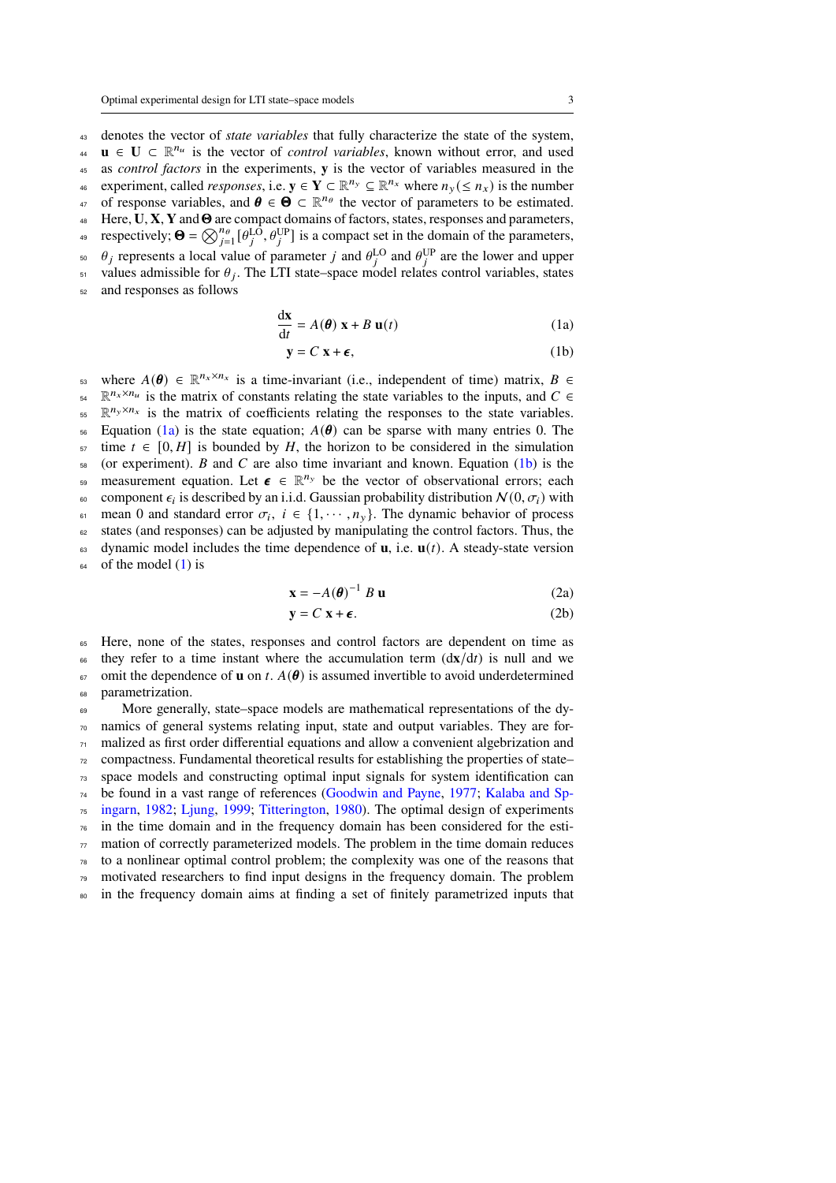denotes the vector of *state variables* that fully characterize the state of the system, $\mathbf{u} \in \mathbf{U} \subset \mathbb{R}^{n_u}$ is the vector of *control variables*, known without error, and used as *control factors* in the experiments, $\mathbf{y}$ is the vector of variables measured in the experiment, called *responses*, i.e. $\mathbf{y} \in \mathbf{Y} \subset \mathbb{R}^{n_y} \subseteq \mathbb{R}^{n_x}$ where $n_y (\leq n_x)$ is the number of response variables, and $\boldsymbol{\theta} \in \boldsymbol{\Theta} \subset \mathbb{R}^{n_\theta}$ the vector of parameters to be estimated. Here, $\mathbf{U}, \mathbf{X}, \mathbf{Y}$ and $\boldsymbol{\Theta}$ are compact domains of factors, states, responses and parameters, respectively; $\boldsymbol{\Theta} = \bigotimes_{j=1}^{n_\theta} [\theta_j^{\mathrm{LO}}, \theta_j^{\mathrm{UP}}]$ is a compact set in the domain of the parameters, $\theta_j$ represents a local value of parameter $j$ and $\theta_j^{\mathrm{LO}}$ and $\theta_j^{\mathrm{UP}}$ are the lower and upper values admissible for $\theta_j$. The LTI state–space model relates control variables, states and responses as follows

$$\frac{\mathrm{d}\mathbf{x}}{\mathrm{d}t} = A(\boldsymbol{\theta})\ \mathbf{x} + B\ \mathbf{u}(t) \tag{1a}$$

$$\mathbf{y} = C\ \mathbf{x} + \boldsymbol{\epsilon}, \tag{1b}$$

where $A(\boldsymbol{\theta}) \in \mathbb{R}^{n_x \times n_x}$ is a time-invariant (i.e., independent of time) matrix, $B \in \mathbb{R}^{n_x \times n_u}$ is the matrix of constants relating the state variables to the inputs, and $C \in \mathbb{R}^{n_y \times n_x}$ is the matrix of coefficients relating the responses to the state variables. Equation (1a) is the state equation; $A(\boldsymbol{\theta})$ can be sparse with many entries 0. The time $t \in [0, H]$ is bounded by $H$, the horizon to be considered in the simulation (or experiment). $B$ and $C$ are also time invariant and known. Equation (1b) is the measurement equation. Let $\boldsymbol{\epsilon} \in \mathbb{R}^{n_y}$ be the vector of observational errors; each component $\epsilon_i$ is described by an i.i.d. Gaussian probability distribution $\mathcal{N}(0, \sigma_i)$ with mean 0 and standard error $\sigma_i$, $i \in \{1, \cdots, n_y\}$. The dynamic behavior of process states (and responses) can be adjusted by manipulating the control factors. Thus, the dynamic model includes the time dependence of $\mathbf{u}$, i.e. $\mathbf{u}(t)$. A steady-state version of the model (1) is

$$\mathbf{x} = -A(\boldsymbol{\theta})^{-1}\ B\ \mathbf{u} \tag{2a}$$

$$\mathbf{y} = C\ \mathbf{x} + \boldsymbol{\epsilon}. \tag{2b}$$

Here, none of the states, responses and control factors are dependent on time as they refer to a time instant where the accumulation term $(\mathrm{d}\mathbf{x}/\mathrm{d}t)$ is null and we omit the dependence of $\mathbf{u}$ on $t$. $A(\boldsymbol{\theta})$ is assumed invertible to avoid underdetermined parametrization.

More generally, state–space models are mathematical representations of the dynamics of general systems relating input, state and output variables. They are formalized as first order differential equations and allow a convenient algebrization and compactness. Fundamental theoretical results for establishing the properties of state–space models and constructing optimal input signals for system identification can be found in a vast range of references (Goodwin and Payne, 1977; Kalaba and Spingarn, 1982; Ljung, 1999; Titterington, 1980). The optimal design of experiments in the time domain and in the frequency domain has been considered for the estimation of correctly parameterized models. The problem in the time domain reduces to a nonlinear optimal control problem; the complexity was one of the reasons that motivated researchers to find input designs in the frequency domain. The problem in the frequency domain aims at finding a set of finitely parametrized inputs that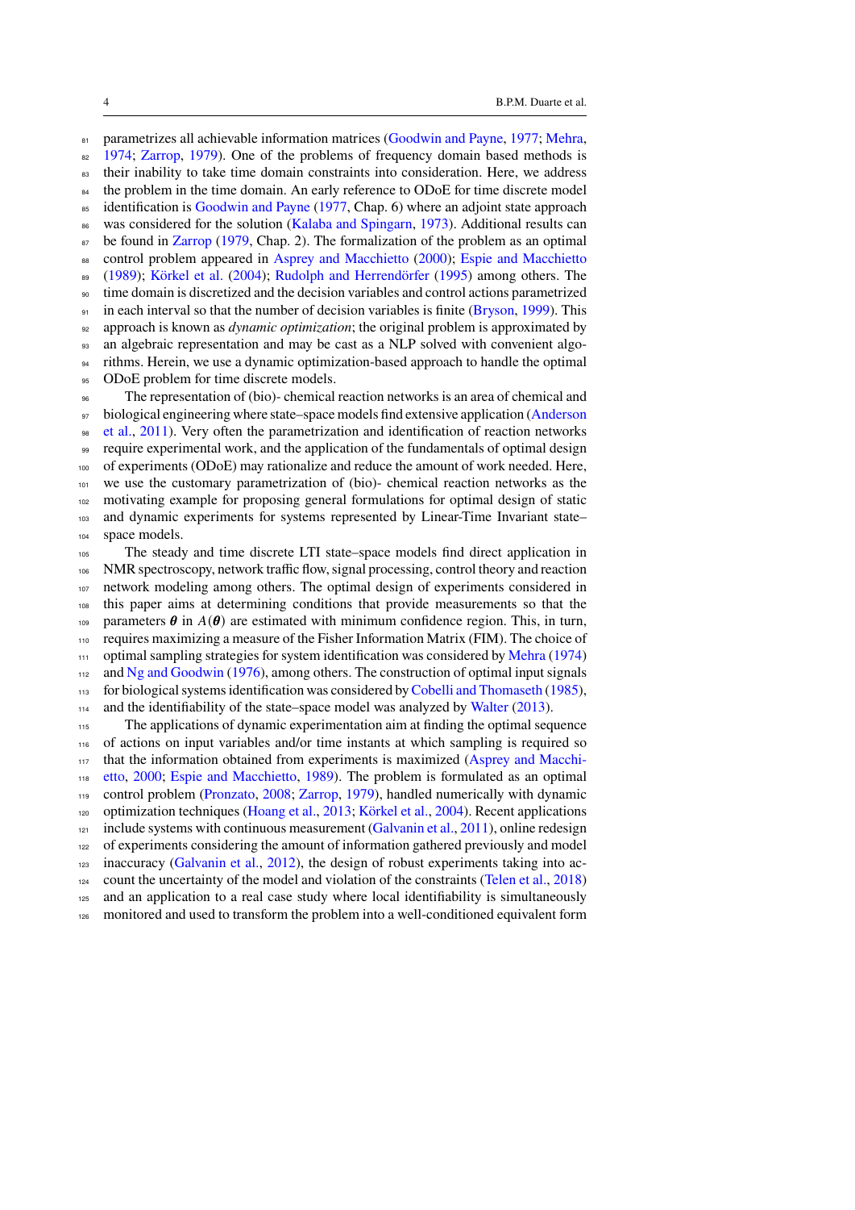parametrizes all achievable information matrices (Goodwin and Payne, 1977; Mehra, 1974; Zarrop, 1979). One of the problems of frequency domain based methods is their inability to take time domain constraints into consideration. Here, we address the problem in the time domain. An early reference to ODoE for time discrete model identification is Goodwin and Payne (1977, Chap. 6) where an adjoint state approach was considered for the solution (Kalaba and Spingarn, 1973). Additional results can be found in Zarrop (1979, Chap. 2). The formalization of the problem as an optimal control problem appeared in Asprey and Macchietto (2000); Espie and Macchietto (1989); Körkel et al. (2004); Rudolph and Herrendörfer (1995) among others. The time domain is discretized and the decision variables and control actions parametrized in each interval so that the number of decision variables is finite (Bryson, 1999). This approach is known as *dynamic optimization*; the original problem is approximated by an algebraic representation and may be cast as a NLP solved with convenient algorithms. Herein, we use a dynamic optimization-based approach to handle the optimal ODoE problem for time discrete models.

The representation of (bio)- chemical reaction networks is an area of chemical and biological engineering where state–space models find extensive application (Anderson et al., 2011). Very often the parametrization and identification of reaction networks require experimental work, and the application of the fundamentals of optimal design of experiments (ODoE) may rationalize and reduce the amount of work needed. Here, we use the customary parametrization of (bio)- chemical reaction networks as the motivating example for proposing general formulations for optimal design of static and dynamic experiments for systems represented by Linear-Time Invariant state–space models.

The steady and time discrete LTI state–space models find direct application in NMR spectroscopy, network traffic flow, signal processing, control theory and reaction network modeling among others. The optimal design of experiments considered in this paper aims at determining conditions that provide measurements so that the parameters $\boldsymbol{\theta}$ in $A(\boldsymbol{\theta})$ are estimated with minimum confidence region. This, in turn, requires maximizing a measure of the Fisher Information Matrix (FIM). The choice of optimal sampling strategies for system identification was considered by Mehra (1974) and Ng and Goodwin (1976), among others. The construction of optimal input signals for biological systems identification was considered by Cobelli and Thomaseth (1985), and the identifiability of the state–space model was analyzed by Walter (2013).

The applications of dynamic experimentation aim at finding the optimal sequence of actions on input variables and/or time instants at which sampling is required so that the information obtained from experiments is maximized (Asprey and Macchietto, 2000; Espie and Macchietto, 1989). The problem is formulated as an optimal control problem (Pronzato, 2008; Zarrop, 1979), handled numerically with dynamic optimization techniques (Hoang et al., 2013; Körkel et al., 2004). Recent applications include systems with continuous measurement (Galvanin et al., 2011), online redesign of experiments considering the amount of information gathered previously and model inaccuracy (Galvanin et al., 2012), the design of robust experiments taking into account the uncertainty of the model and violation of the constraints (Telen et al., 2018) and an application to a real case study where local identifiability is simultaneously monitored and used to transform the problem into a well-conditioned equivalent form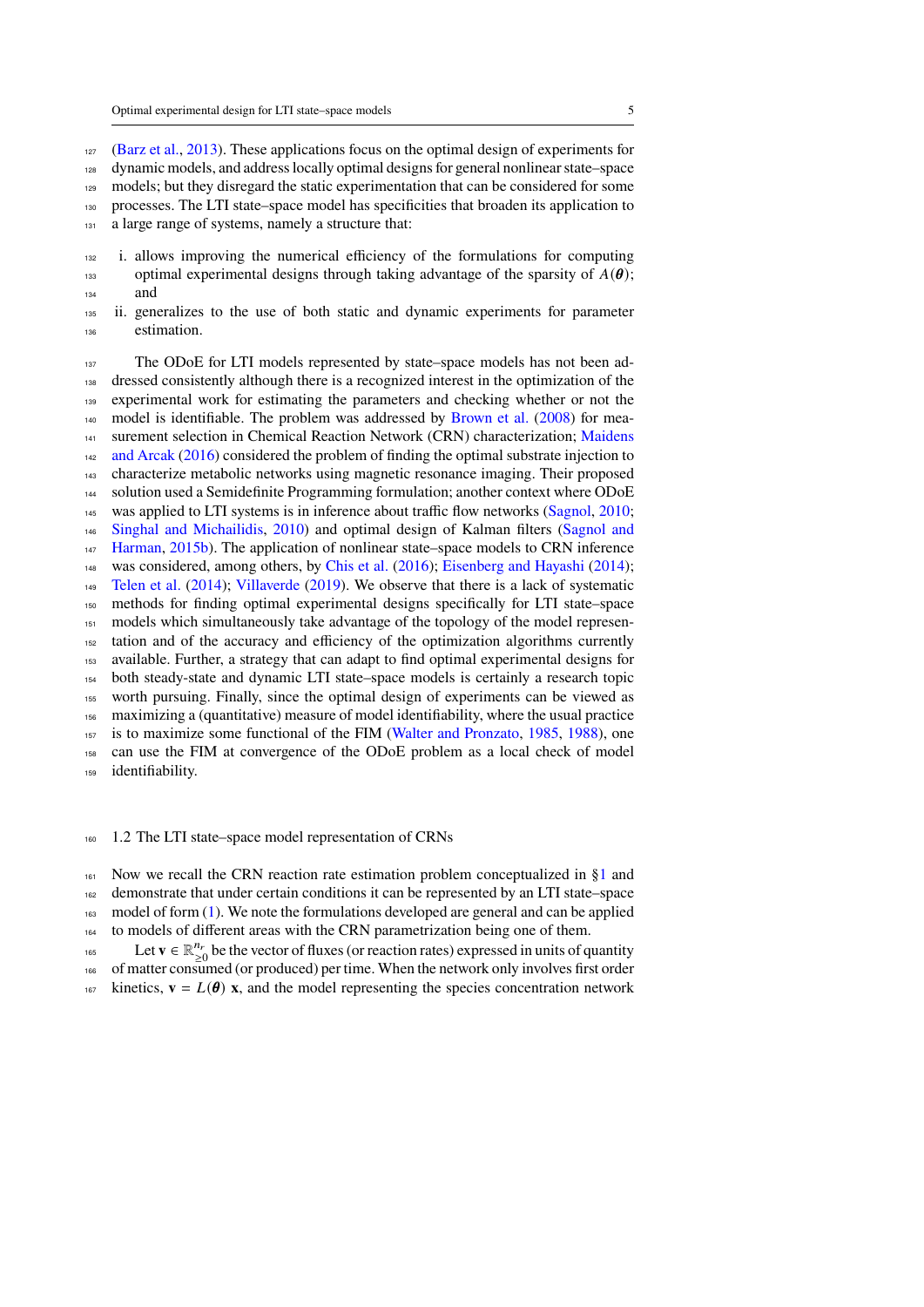(Barz et al., 2013). These applications focus on the optimal design of experiments for dynamic models, and address locally optimal designs for general nonlinear state–space models; but they disregard the static experimentation that can be considered for some processes. The LTI state–space model has specificities that broaden its application to a large range of systems, namely a structure that:

i. allows improving the numerical efficiency of the formulations for computing optimal experimental designs through taking advantage of the sparsity of $A(\boldsymbol{\theta})$; and
ii. generalizes to the use of both static and dynamic experiments for parameter estimation.

The ODoE for LTI models represented by state–space models has not been addressed consistently although there is a recognized interest in the optimization of the experimental work for estimating the parameters and checking whether or not the model is identifiable. The problem was addressed by Brown et al. (2008) for measurement selection in Chemical Reaction Network (CRN) characterization; Maidens and Arcak (2016) considered the problem of finding the optimal substrate injection to characterize metabolic networks using magnetic resonance imaging. Their proposed solution used a Semidefinite Programming formulation; another context where ODoE was applied to LTI systems is in inference about traffic flow networks (Sagnol, 2010; Singhal and Michailidis, 2010) and optimal design of Kalman filters (Sagnol and Harman, 2015b). The application of nonlinear state–space models to CRN inference was considered, among others, by Chis et al. (2016); Eisenberg and Hayashi (2014); Telen et al. (2014); Villaverde (2019). We observe that there is a lack of systematic methods for finding optimal experimental designs specifically for LTI state–space models which simultaneously take advantage of the topology of the model representation and of the accuracy and efficiency of the optimization algorithms currently available. Further, a strategy that can adapt to find optimal experimental designs for both steady-state and dynamic LTI state–space models is certainly a research topic worth pursuing. Finally, since the optimal design of experiments can be viewed as maximizing a (quantitative) measure of model identifiability, where the usual practice is to maximize some functional of the FIM (Walter and Pronzato, 1985, 1988), one can use the FIM at convergence of the ODoE problem as a local check of model identifiability.

## 1.2 The LTI state–space model representation of CRNs

Now we recall the CRN reaction rate estimation problem conceptualized in §1 and demonstrate that under certain conditions it can be represented by an LTI state–space model of form (1). We note the formulations developed are general and can be applied to models of different areas with the CRN parametrization being one of them.

Let $\mathbf{v} \in \mathbb{R}^{n_r}_{\geq 0}$ be the vector of fluxes (or reaction rates) expressed in units of quantity of matter consumed (or produced) per time. When the network only involves first order kinetics, $\mathbf{v} = L(\boldsymbol{\theta})\ \mathbf{x}$, and the model representing the species concentration network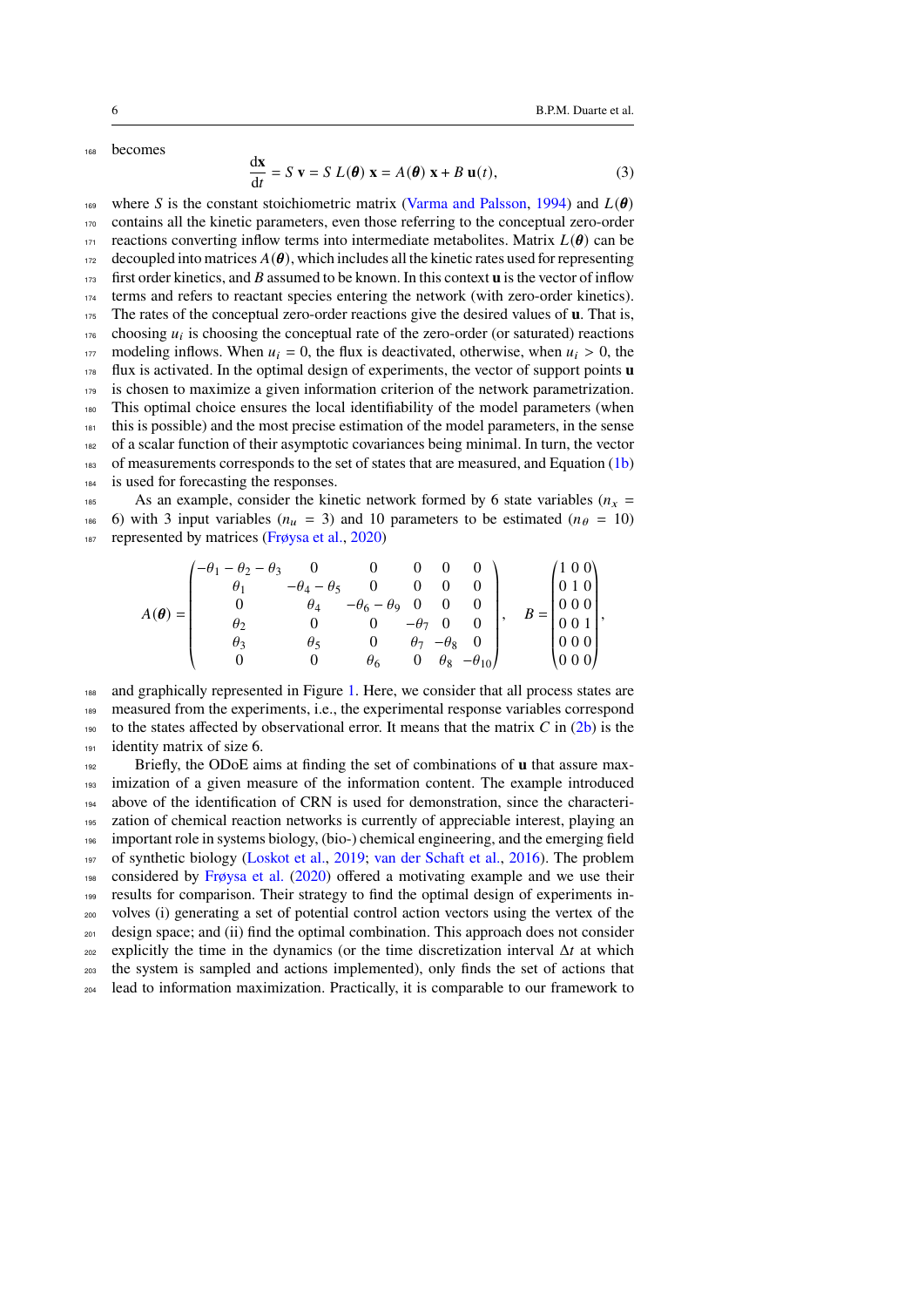becomes

$$\frac{\mathrm{d}\mathbf{x}}{\mathrm{d}t} = S\,\mathbf{v} = S\,L(\boldsymbol{\theta})\,\mathbf{x} = A(\boldsymbol{\theta})\,\mathbf{x} + B\,\mathbf{u}(t), \tag{3}$$

where $S$ is the constant stoichiometric matrix (Varma and Palsson, 1994) and $L(\boldsymbol{\theta})$ contains all the kinetic parameters, even those referring to the conceptual zero-order reactions converting inflow terms into intermediate metabolites. Matrix $L(\boldsymbol{\theta})$ can be decoupled into matrices $A(\boldsymbol{\theta})$, which includes all the kinetic rates used for representing first order kinetics, and $B$ assumed to be known. In this context $\mathbf{u}$ is the vector of inflow terms and refers to reactant species entering the network (with zero-order kinetics). The rates of the conceptual zero-order reactions give the desired values of $\mathbf{u}$. That is, choosing $u_i$ is choosing the conceptual rate of the zero-order (or saturated) reactions modeling inflows. When $u_i = 0$, the flux is deactivated, otherwise, when $u_i > 0$, the flux is activated. In the optimal design of experiments, the vector of support points $\mathbf{u}$ is chosen to maximize a given information criterion of the network parametrization. This optimal choice ensures the local identifiability of the model parameters (when this is possible) and the most precise estimation of the model parameters, in the sense of a scalar function of their asymptotic covariances being minimal. In turn, the vector of measurements corresponds to the set of states that are measured, and Equation (1b) is used for forecasting the responses.

As an example, consider the kinetic network formed by 6 state variables ($n_x = 6$) with 3 input variables ($n_u = 3$) and 10 parameters to be estimated ($n_\theta = 10$) represented by matrices (Frøysa et al., 2020)

$$A(\boldsymbol{\theta}) = \begin{pmatrix} -\theta_1-\theta_2-\theta_3 & 0 & 0 & 0 & 0 & 0 \\ \theta_1 & -\theta_4-\theta_5 & 0 & 0 & 0 & 0 \\ 0 & \theta_4 & -\theta_6-\theta_9 & 0 & 0 & 0 \\ \theta_2 & 0 & 0 & -\theta_7 & 0 & 0 \\ \theta_3 & \theta_5 & 0 & \theta_7 & -\theta_8 & 0 \\ 0 & 0 & \theta_6 & 0 & \theta_8 & -\theta_{10} \end{pmatrix}, \quad B = \begin{pmatrix} 1 & 0 & 0 \\ 0 & 1 & 0 \\ 0 & 0 & 0 \\ 0 & 0 & 1 \\ 0 & 0 & 0 \\ 0 & 0 & 0 \end{pmatrix},$$

and graphically represented in Figure 1. Here, we consider that all process states are measured from the experiments, i.e., the experimental response variables correspond to the states affected by observational error. It means that the matrix $C$ in (2b) is the identity matrix of size 6.

Briefly, the ODoE aims at finding the set of combinations of $\mathbf{u}$ that assure maximization of a given measure of the information content. The example introduced above of the identification of CRN is used for demonstration, since the characterization of chemical reaction networks is currently of appreciable interest, playing an important role in systems biology, (bio-) chemical engineering, and the emerging field of synthetic biology (Loskot et al., 2019; van der Schaft et al., 2016). The problem considered by Frøysa et al. (2020) offered a motivating example and we use their results for comparison. Their strategy to find the optimal design of experiments involves (i) generating a set of potential control action vectors using the vertex of the design space; and (ii) find the optimal combination. This approach does not consider explicitly the time in the dynamics (or the time discretization interval $\Delta t$ at which the system is sampled and actions implemented), only finds the set of actions that lead to information maximization. Practically, it is comparable to our framework to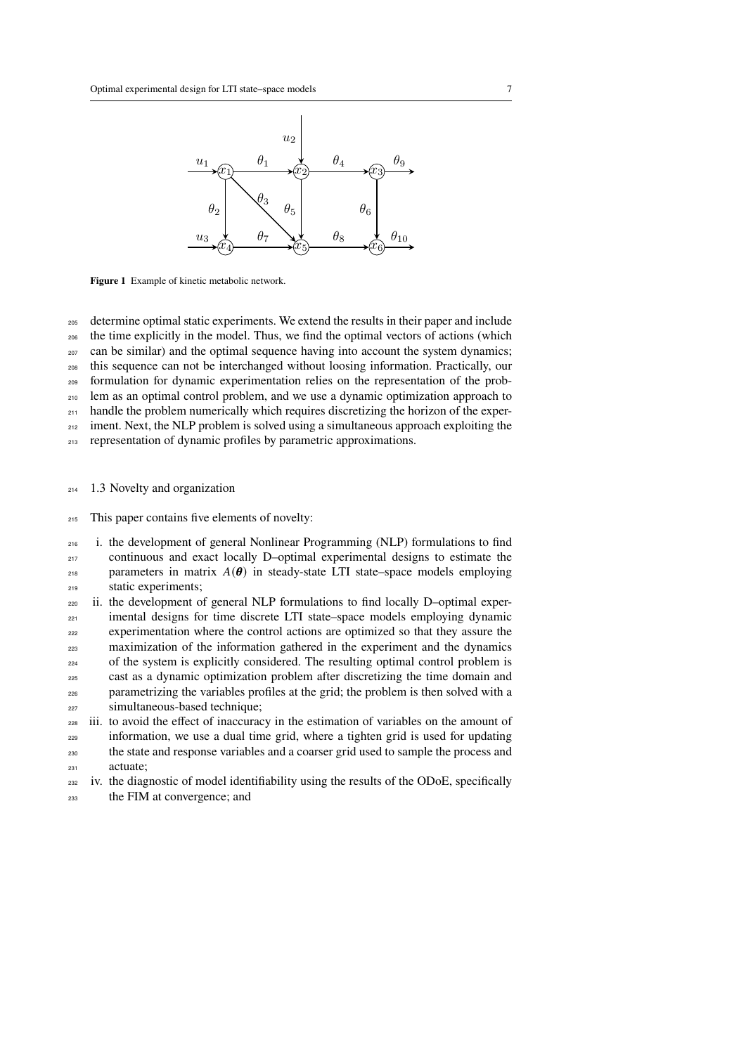Figure 1 Example of kinetic metabolic network.

determine optimal static experiments. We extend the results in their paper and include the time explicitly in the model. Thus, we find the optimal vectors of actions (which can be similar) and the optimal sequence having into account the system dynamics; this sequence can not be interchanged without loosing information. Practically, our formulation for dynamic experimentation relies on the representation of the problem as an optimal control problem, and we use a dynamic optimization approach to handle the problem numerically which requires discretizing the horizon of the experiment. Next, the NLP problem is solved using a simultaneous approach exploiting the representation of dynamic profiles by parametric approximations.

### 1.3 Novelty and organization

This paper contains five elements of novelty:

i. the development of general Nonlinear Programming (NLP) formulations to find continuous and exact locally D–optimal experimental designs to estimate the parameters in matrix $A(\boldsymbol{\theta})$ in steady-state LTI state–space models employing static experiments;
ii. the development of general NLP formulations to find locally D–optimal experimental designs for time discrete LTI state–space models employing dynamic experimentation where the control actions are optimized so that they assure the maximization of the information gathered in the experiment and the dynamics of the system is explicitly considered. The resulting optimal control problem is cast as a dynamic optimization problem after discretizing the time domain and parametrizing the variables profiles at the grid; the problem is then solved with a simultaneous-based technique;
iii. to avoid the effect of inaccuracy in the estimation of variables on the amount of information, we use a dual time grid, where a tighten grid is used for updating the state and response variables and a coarser grid used to sample the process and actuate;
iv. the diagnostic of model identifiability using the results of the ODoE, specifically the FIM at convergence; and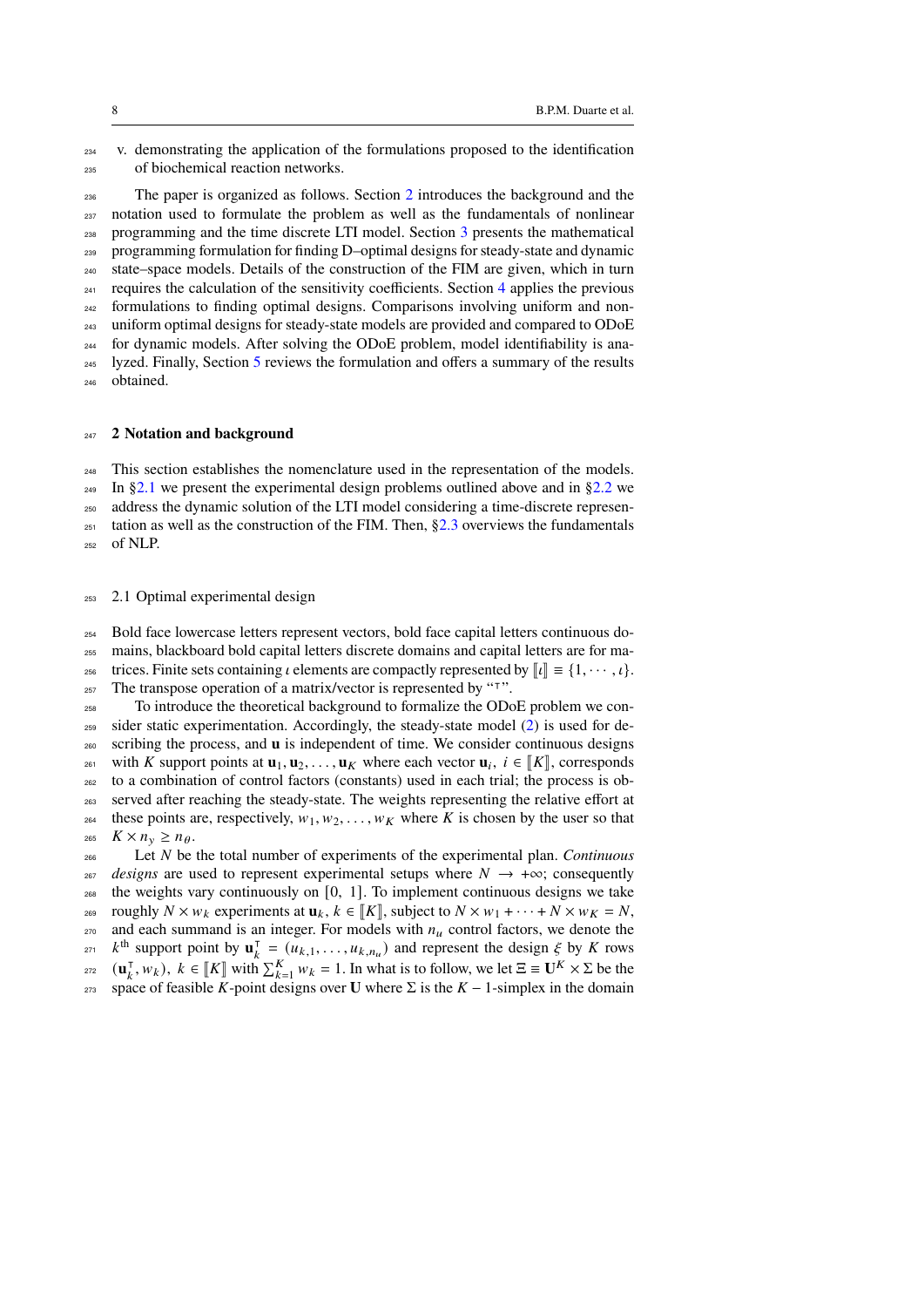v. demonstrating the application of the formulations proposed to the identification of biochemical reaction networks.

The paper is organized as follows. Section 2 introduces the background and the notation used to formulate the problem as well as the fundamentals of nonlinear programming and the time discrete LTI model. Section 3 presents the mathematical programming formulation for finding D–optimal designs for steady-state and dynamic state–space models. Details of the construction of the FIM are given, which in turn requires the calculation of the sensitivity coefficients. Section 4 applies the previous formulations to finding optimal designs. Comparisons involving uniform and non-uniform optimal designs for steady-state models are provided and compared to ODoE for dynamic models. After solving the ODoE problem, model identifiability is analyzed. Finally, Section 5 reviews the formulation and offers a summary of the results obtained.

## 2 Notation and background

This section establishes the nomenclature used in the representation of the models. In §2.1 we present the experimental design problems outlined above and in §2.2 we address the dynamic solution of the LTI model considering a time-discrete representation as well as the construction of the FIM. Then, §2.3 overviews the fundamentals of NLP.

### 2.1 Optimal experimental design

Bold face lowercase letters represent vectors, bold face capital letters continuous domains, blackboard bold capital letters discrete domains and capital letters are for matrices. Finite sets containing $\iota$ elements are compactly represented by $[\![\iota]\!] \equiv \{1, \cdots, \iota\}$. The transpose operation of a matrix/vector is represented by "$^\intercal$".

To introduce the theoretical background to formalize the ODoE problem we consider static experimentation. Accordingly, the steady-state model (2) is used for describing the process, and $\mathbf{u}$ is independent of time. We consider continuous designs with $K$ support points at $\mathbf{u}_1, \mathbf{u}_2, \ldots, \mathbf{u}_K$ where each vector $\mathbf{u}_i$, $i \in [\![K]\!]$, corresponds to a combination of control factors (constants) used in each trial; the process is observed after reaching the steady-state. The weights representing the relative effort at these points are, respectively, $w_1, w_2, \ldots, w_K$ where $K$ is chosen by the user so that $K \times n_y \geq n_\theta$.

Let $N$ be the total number of experiments of the experimental plan. *Continuous designs* are used to represent experimental setups where $N \to +\infty$; consequently the weights vary continuously on $[0,\ 1]$. To implement continuous designs we take roughly $N \times w_k$ experiments at $\mathbf{u}_k$, $k \in [\![K]\!]$, subject to $N \times w_1 + \cdots + N \times w_K = N$, and each summand is an integer. For models with $n_u$ control factors, we denote the $k^{\text{th}}$ support point by $\mathbf{u}_k^\intercal = (u_{k,1}, \ldots, u_{k,n_u})$ and represent the design $\xi$ by $K$ rows $(\mathbf{u}_k^\intercal, w_k)$, $k \in [\![K]\!]$ with $\sum_{k=1}^{K} w_k = 1$. In what is to follow, we let $\Xi \equiv \mathbf{U}^K \times \Sigma$ be the space of feasible $K$-point designs over $\mathbf{U}$ where $\Sigma$ is the $K-1$-simplex in the domain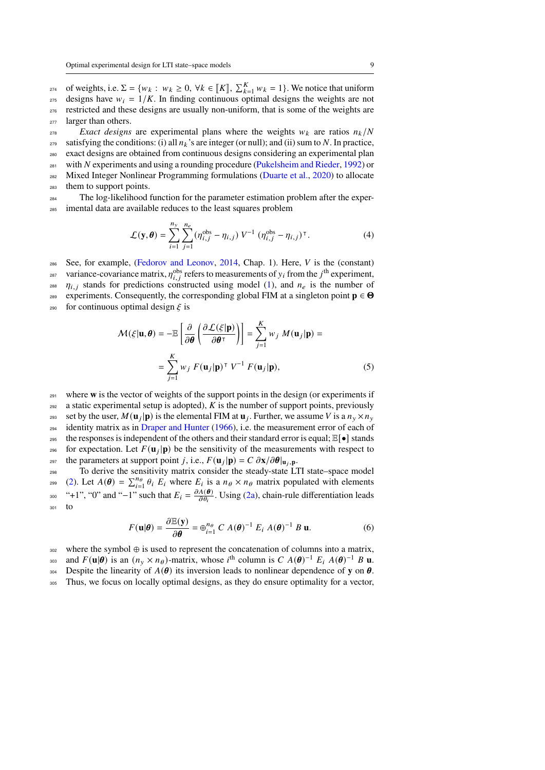of weights, i.e. $\Sigma = \{w_k : w_k \geq 0, \forall k \in [\![K]\!], \sum_{k=1}^{K} w_k = 1\}$. We notice that uniform designs have $w_i = 1/K$. In finding continuous optimal designs the weights are not restricted and these designs are usually non-uniform, that is some of the weights are larger than others.

*Exact designs* are experimental plans where the weights $w_k$ are ratios $n_k/N$ satisfying the conditions: (i) all $n_k$'s are integer (or null); and (ii) sum to $N$. In practice, exact designs are obtained from continuous designs considering an experimental plan with $N$ experiments and using a rounding procedure (Pukelsheim and Rieder, 1992) or Mixed Integer Nonlinear Programming formulations (Duarte et al., 2020) to allocate them to support points.

The log-likelihood function for the parameter estimation problem after the experimental data are available reduces to the least squares problem

$$
\mathcal{L}(\mathbf{y}, \boldsymbol{\theta}) = \sum_{i=1}^{n_y} \sum_{j=1}^{n_e} (\eta_{i,j}^{\mathrm{obs}} - \eta_{i,j})\ V^{-1}\ (\eta_{i,j}^{\mathrm{obs}} - \eta_{i,j})^{\intercal}. \tag{4}
$$

See, for example, (Fedorov and Leonov, 2014, Chap. 1). Here, $V$ is the (constant) variance-covariance matrix, $\eta_{i,j}^{\mathrm{obs}}$ refers to measurements of $y_i$ from the $j^{\mathrm{th}}$ experiment, $\eta_{i,j}$ stands for predictions constructed using model (1), and $n_e$ is the number of experiments. Consequently, the corresponding global FIM at a singleton point $\mathbf{p} \in \boldsymbol{\Theta}$ for continuous optimal design $\xi$ is

$$
\begin{aligned}
\mathcal{M}(\xi|\mathbf{u}, \boldsymbol{\theta}) &= -\mathbb{E}\left[\frac{\partial}{\partial \boldsymbol{\theta}}\left(\frac{\partial \mathcal{L}(\xi|\mathbf{p})}{\partial \boldsymbol{\theta}^{\intercal}}\right)\right] = \sum_{j=1}^{K} w_j\ M(\mathbf{u}_j|\mathbf{p}) = \\
&= \sum_{j=1}^{K} w_j\ F(\mathbf{u}_j|\mathbf{p})^{\intercal}\ V^{-1}\ F(\mathbf{u}_j|\mathbf{p}),
\end{aligned} \tag{5}
$$

where $\mathbf{w}$ is the vector of weights of the support points in the design (or experiments if a static experimental setup is adopted), $K$ is the number of support points, previously set by the user, $M(\mathbf{u}_j|\mathbf{p})$ is the elemental FIM at $\mathbf{u}_j$. Further, we assume $V$ is a $n_y \times n_y$ identity matrix as in Draper and Hunter (1966), i.e. the measurement error of each of the responses is independent of the others and their standard error is equal; $\mathbb{E}[\bullet]$ stands for expectation. Let $F(\mathbf{u}_j|\mathbf{p})$ be the sensitivity of the measurements with respect to the parameters at support point $j$, i.e., $F(\mathbf{u}_j|\mathbf{p}) = C\ \partial \mathbf{x}/\partial \boldsymbol{\theta}|_{\mathbf{u}_j,\mathbf{p}}$.

To derive the sensitivity matrix consider the steady-state LTI state–space model (2). Let $A(\boldsymbol{\theta}) = \sum_{i=1}^{n_\theta} \theta_i\ E_i$ where $E_i$ is a $n_\theta \times n_\theta$ matrix populated with elements "+1", "0" and "−1" such that $E_i = \frac{\partial A(\boldsymbol{\theta})}{\partial \theta_i}$. Using (2a), chain-rule differentiation leads to

$$
F(\mathbf{u}|\boldsymbol{\theta}) = \frac{\partial \mathbb{E}(\mathbf{y})}{\partial \boldsymbol{\theta}} = \oplus_{i=1}^{n_\theta}\ C\ A(\boldsymbol{\theta})^{-1}\ E_i\ A(\boldsymbol{\theta})^{-1}\ B\ \mathbf{u}. \tag{6}
$$

where the symbol $\oplus$ is used to represent the concatenation of columns into a matrix, and $F(\mathbf{u}|\boldsymbol{\theta})$ is an $(n_y \times n_\theta)$-matrix, whose $i^{\mathrm{th}}$ column is $C\ A(\boldsymbol{\theta})^{-1}\ E_i\ A(\boldsymbol{\theta})^{-1}\ B\ \mathbf{u}$. Despite the linearity of $A(\boldsymbol{\theta})$ its inversion leads to nonlinear dependence of $\mathbf{y}$ on $\boldsymbol{\theta}$. Thus, we focus on locally optimal designs, as they do ensure optimality for a vector,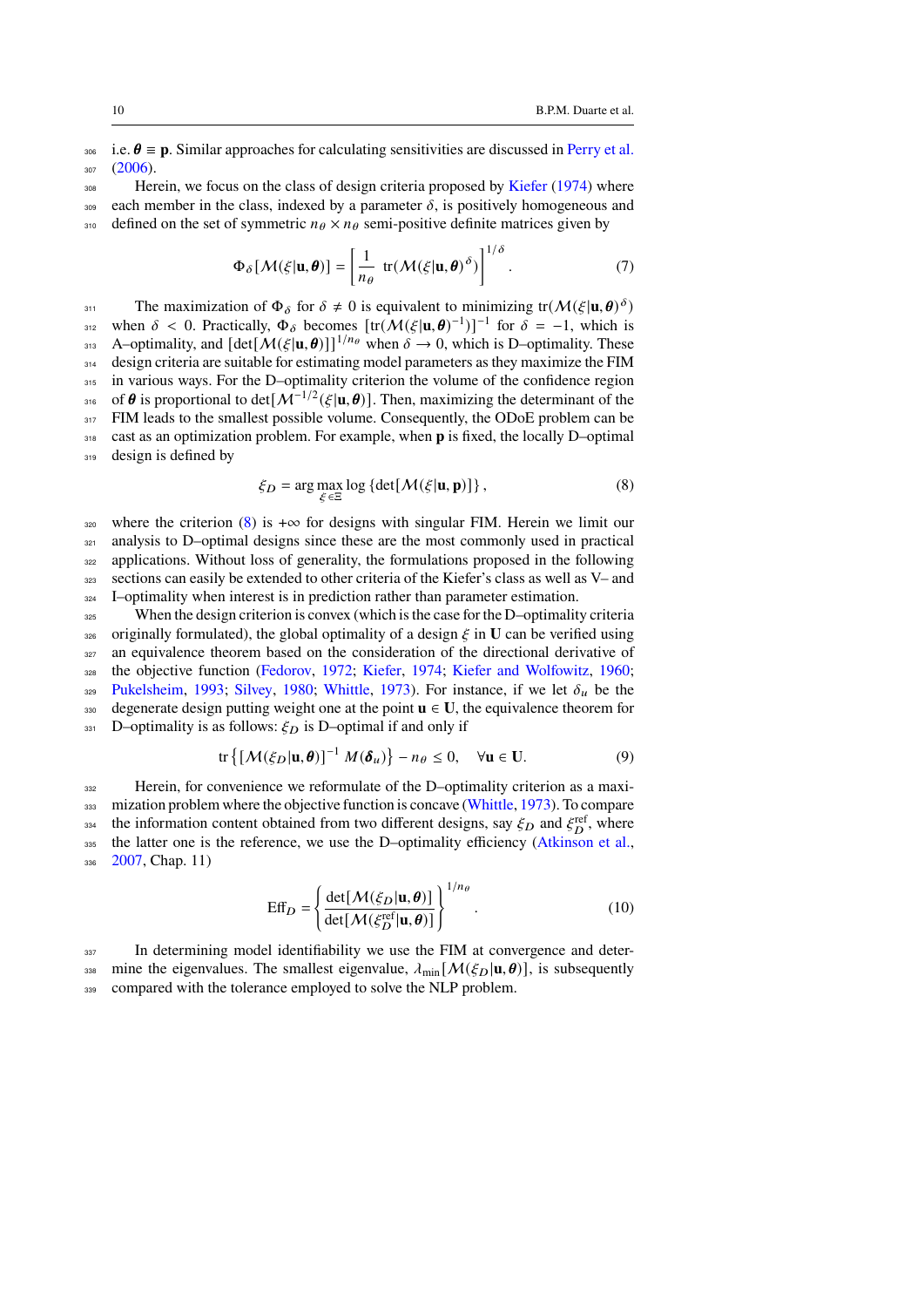i.e. $\boldsymbol{\theta} \equiv \mathbf{p}$. Similar approaches for calculating sensitivities are discussed in Perry et al. (2006).

Herein, we focus on the class of design criteria proposed by Kiefer (1974) where each member in the class, indexed by a parameter $\delta$, is positively homogeneous and defined on the set of symmetric $n_\theta \times n_\theta$ semi-positive definite matrices given by

$$\Phi_\delta[\mathcal{M}(\xi|\mathbf{u},\boldsymbol{\theta})] = \left[\frac{1}{n_\theta}\ \mathrm{tr}(\mathcal{M}(\xi|\mathbf{u},\boldsymbol{\theta})^\delta)\right]^{1/\delta}. \tag{7}$$

The maximization of $\Phi_\delta$ for $\delta \neq 0$ is equivalent to minimizing $\mathrm{tr}(\mathcal{M}(\xi|\mathbf{u},\boldsymbol{\theta})^\delta)$ when $\delta < 0$. Practically, $\Phi_\delta$ becomes $[\mathrm{tr}(\mathcal{M}(\xi|\mathbf{u},\boldsymbol{\theta})^{-1})]^{-1}$ for $\delta = -1$, which is A–optimality, and $[\det[\mathcal{M}(\xi|\mathbf{u},\boldsymbol{\theta})]]^{1/n_\theta}$ when $\delta \to 0$, which is D–optimality. These design criteria are suitable for estimating model parameters as they maximize the FIM in various ways. For the D–optimality criterion the volume of the confidence region of $\boldsymbol{\theta}$ is proportional to $\det[\mathcal{M}^{-1/2}(\xi|\mathbf{u},\boldsymbol{\theta})]$. Then, maximizing the determinant of the FIM leads to the smallest possible volume. Consequently, the ODoE problem can be cast as an optimization problem. For example, when $\mathbf{p}$ is fixed, the locally D–optimal design is defined by

$$\xi_D = \arg\max_{\xi\in\Xi} \log\left\{\det[\mathcal{M}(\xi|\mathbf{u},\mathbf{p})]\right\}, \tag{8}$$

where the criterion (8) is $+\infty$ for designs with singular FIM. Herein we limit our analysis to D–optimal designs since these are the most commonly used in practical applications. Without loss of generality, the formulations proposed in the following sections can easily be extended to other criteria of the Kiefer's class as well as V– and I–optimality when interest is in prediction rather than parameter estimation.

When the design criterion is convex (which is the case for the D–optimality criteria originally formulated), the global optimality of a design $\xi$ in $\mathbf{U}$ can be verified using an equivalence theorem based on the consideration of the directional derivative of the objective function (Fedorov, 1972; Kiefer, 1974; Kiefer and Wolfowitz, 1960; Pukelsheim, 1993; Silvey, 1980; Whittle, 1973). For instance, if we let $\delta_u$ be the degenerate design putting weight one at the point $\mathbf{u} \in \mathbf{U}$, the equivalence theorem for D–optimality is as follows: $\xi_D$ is D–optimal if and only if

$$\mathrm{tr}\left\{[\mathcal{M}(\xi_D|\mathbf{u},\boldsymbol{\theta})]^{-1}\ M(\boldsymbol{\delta}_u)\right\} - n_\theta \le 0, \quad \forall \mathbf{u} \in \mathbf{U}. \tag{9}$$

Herein, for convenience we reformulate of the D–optimality criterion as a maximization problem where the objective function is concave (Whittle, 1973). To compare the information content obtained from two different designs, say $\xi_D$ and $\xi_D^{\mathrm{ref}}$, where the latter one is the reference, we use the D–optimality efficiency (Atkinson et al., 2007, Chap. 11)

$$\mathrm{Eff}_D = \left\{\frac{\det[\mathcal{M}(\xi_D|\mathbf{u},\boldsymbol{\theta})]}{\det[\mathcal{M}(\xi_D^{\mathrm{ref}}|\mathbf{u},\boldsymbol{\theta})]}\right\}^{1/n_\theta}. \tag{10}$$

In determining model identifiability we use the FIM at convergence and determine the eigenvalues. The smallest eigenvalue, $\lambda_{\min}[\mathcal{M}(\xi_D|\mathbf{u},\boldsymbol{\theta})]$, is subsequently compared with the tolerance employed to solve the NLP problem.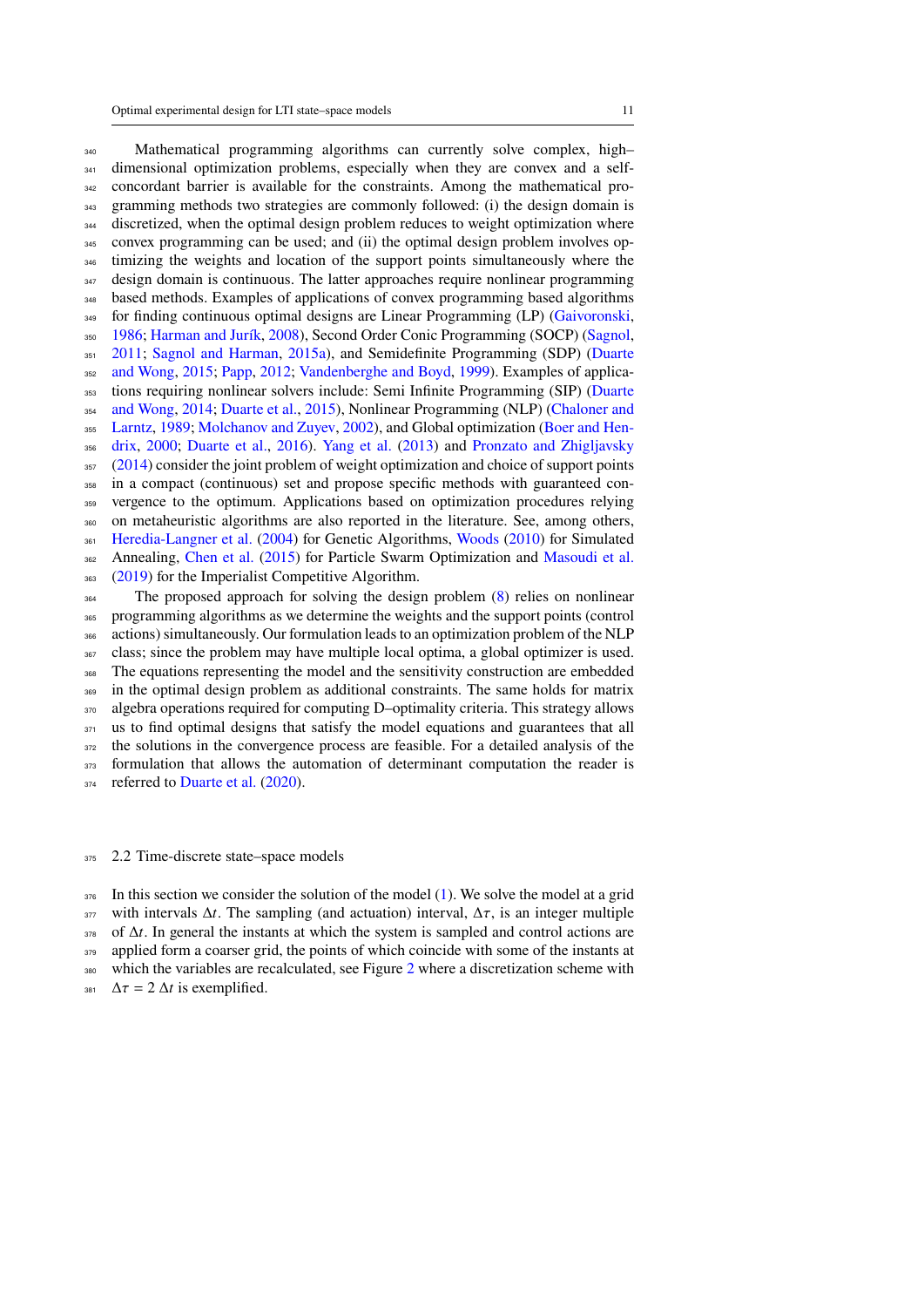Mathematical programming algorithms can currently solve complex, high–dimensional optimization problems, especially when they are convex and a self-concordant barrier is available for the constraints. Among the mathematical programming methods two strategies are commonly followed: (i) the design domain is discretized, when the optimal design problem reduces to weight optimization where convex programming can be used; and (ii) the optimal design problem involves optimizing the weights and location of the support points simultaneously where the design domain is continuous. The latter approaches require nonlinear programming based methods. Examples of applications of convex programming based algorithms for finding continuous optimal designs are Linear Programming (LP) (Gaivoronski, 1986; Harman and Jurík, 2008), Second Order Conic Programming (SOCP) (Sagnol, 2011; Sagnol and Harman, 2015a), and Semidefinite Programming (SDP) (Duarte and Wong, 2015; Papp, 2012; Vandenberghe and Boyd, 1999). Examples of applications requiring nonlinear solvers include: Semi Infinite Programming (SIP) (Duarte and Wong, 2014; Duarte et al., 2015), Nonlinear Programming (NLP) (Chaloner and Larntz, 1989; Molchanov and Zuyev, 2002), and Global optimization (Boer and Hendrix, 2000; Duarte et al., 2016). Yang et al. (2013) and Pronzato and Zhigljavsky (2014) consider the joint problem of weight optimization and choice of support points in a compact (continuous) set and propose specific methods with guaranteed convergence to the optimum. Applications based on optimization procedures relying on metaheuristic algorithms are also reported in the literature. See, among others, Heredia-Langner et al. (2004) for Genetic Algorithms, Woods (2010) for Simulated Annealing, Chen et al. (2015) for Particle Swarm Optimization and Masoudi et al. (2019) for the Imperialist Competitive Algorithm.

The proposed approach for solving the design problem (8) relies on nonlinear programming algorithms as we determine the weights and the support points (control actions) simultaneously. Our formulation leads to an optimization problem of the NLP class; since the problem may have multiple local optima, a global optimizer is used. The equations representing the model and the sensitivity construction are embedded in the optimal design problem as additional constraints. The same holds for matrix algebra operations required for computing D–optimality criteria. This strategy allows us to find optimal designs that satisfy the model equations and guarantees that all the solutions in the convergence process are feasible. For a detailed analysis of the formulation that allows the automation of determinant computation the reader is referred to Duarte et al. (2020).

## 2.2 Time-discrete state–space models

In this section we consider the solution of the model (1). We solve the model at a grid with intervals $\Delta t$. The sampling (and actuation) interval, $\Delta\tau$, is an integer multiple of $\Delta t$. In general the instants at which the system is sampled and control actions are applied form a coarser grid, the points of which coincide with some of the instants at which the variables are recalculated, see Figure 2 where a discretization scheme with $\Delta\tau = 2\,\Delta t$ is exemplified.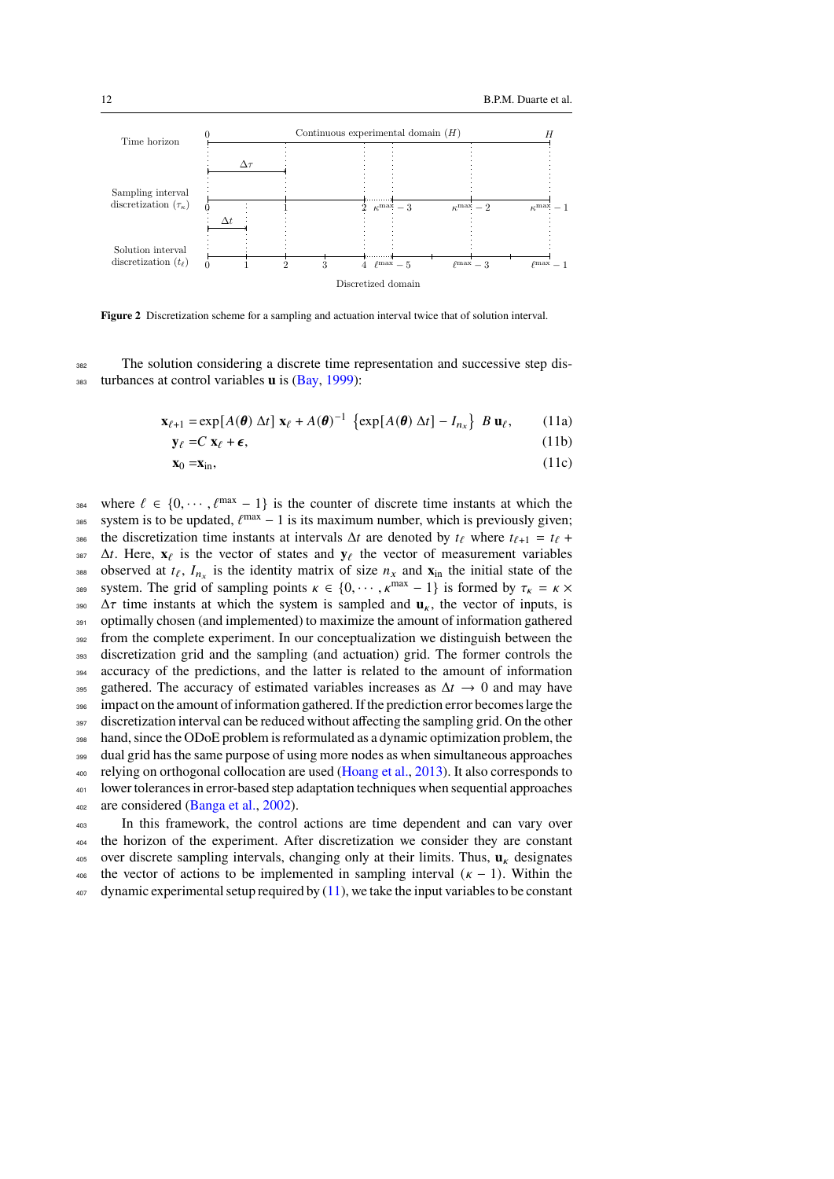Figure 2 Discretization scheme for a sampling and actuation interval twice that of solution interval.

The solution considering a discrete time representation and successive step disturbances at control variables $\mathbf{u}$ is (Bay, 1999):

$$\mathbf{x}_{\ell+1} = \exp[A(\boldsymbol{\theta})\, \Delta t]\, \mathbf{x}_{\ell} + A(\boldsymbol{\theta})^{-1} \left\{\exp[A(\boldsymbol{\theta})\, \Delta t] - I_{n_x}\right\} B\, \mathbf{u}_{\ell}, \tag{11a}$$

$$\mathbf{y}_{\ell} = C\, \mathbf{x}_{\ell} + \boldsymbol{\epsilon}, \tag{11b}$$

$$\mathbf{x}_0 = \mathbf{x}_{\text{in}}, \tag{11c}$$

where $\ell \in \{0, \cdots, \ell^{\max} - 1\}$ is the counter of discrete time instants at which the system is to be updated, $\ell^{\max} - 1$ is its maximum number, which is previously given; the discretization time instants at intervals $\Delta t$ are denoted by $t_{\ell}$ where $t_{\ell+1} = t_{\ell} + \Delta t$. Here, $\mathbf{x}_{\ell}$ is the vector of states and $\mathbf{y}_{\ell}$ the vector of measurement variables observed at $t_{\ell}$, $I_{n_x}$ is the identity matrix of size $n_x$ and $\mathbf{x}_{\text{in}}$ the initial state of the system. The grid of sampling points $\kappa \in \{0, \cdots, \kappa^{\max} - 1\}$ is formed by $\tau_{\kappa} = \kappa \times \Delta\tau$ time instants at which the system is sampled and $\mathbf{u}_{\kappa}$, the vector of inputs, is optimally chosen (and implemented) to maximize the amount of information gathered from the complete experiment. In our conceptualization we distinguish between the discretization grid and the sampling (and actuation) grid. The former controls the accuracy of the predictions, and the latter is related to the amount of information gathered. The accuracy of estimated variables increases as $\Delta t \to 0$ and may have impact on the amount of information gathered. If the prediction error becomes large the discretization interval can be reduced without affecting the sampling grid. On the other hand, since the ODoE problem is reformulated as a dynamic optimization problem, the dual grid has the same purpose of using more nodes as when simultaneous approaches relying on orthogonal collocation are used (Hoang et al., 2013). It also corresponds to lower tolerances in error-based step adaptation techniques when sequential approaches are considered (Banga et al., 2002).

In this framework, the control actions are time dependent and can vary over the horizon of the experiment. After discretization we consider they are constant over discrete sampling intervals, changing only at their limits. Thus, $\mathbf{u}_{\kappa}$ designates the vector of actions to be implemented in sampling interval $(\kappa - 1)$. Within the dynamic experimental setup required by (11), we take the input variables to be constant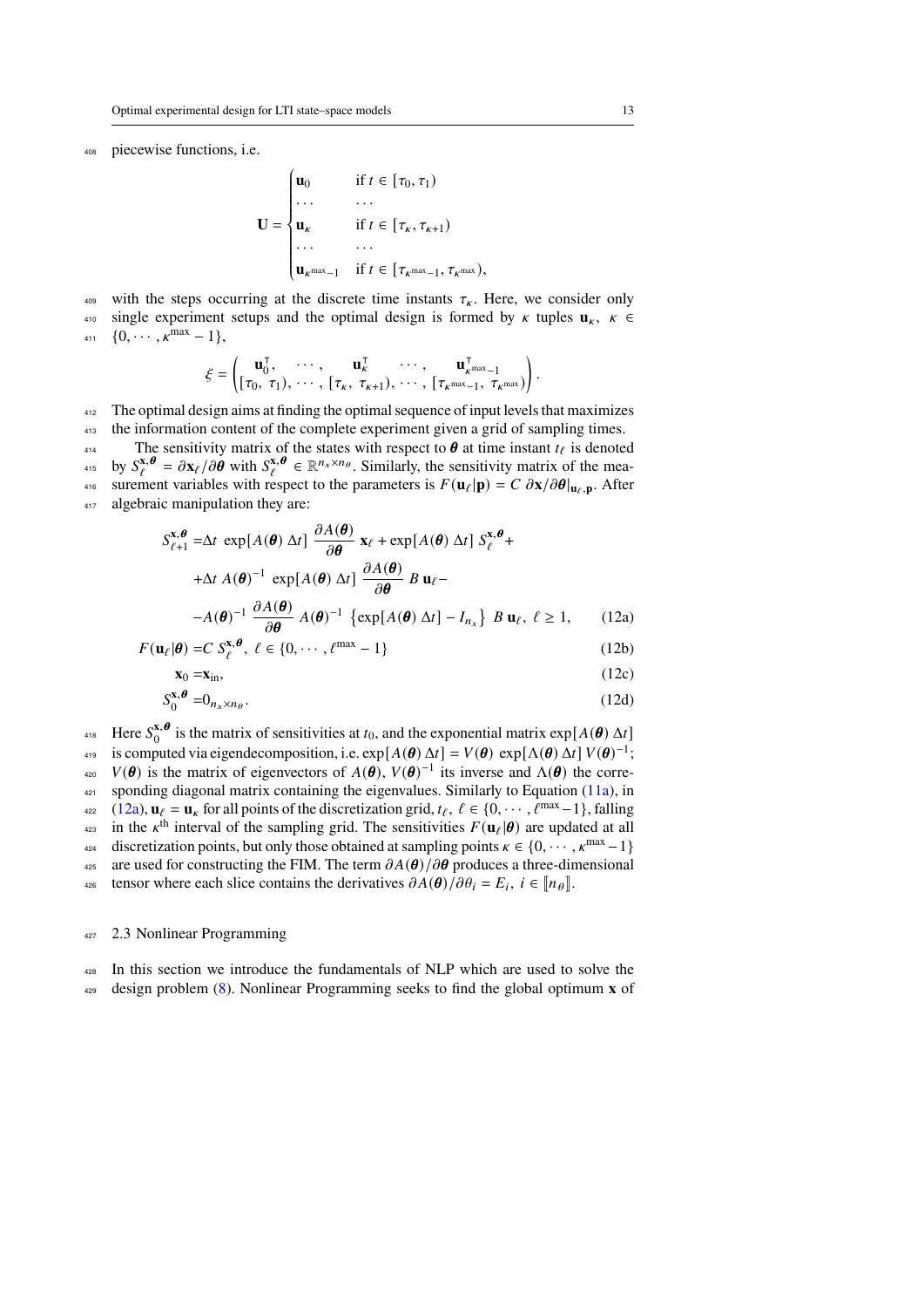piecewise functions, i.e.

$$
\mathbf{U} = \begin{cases} \mathbf{u}_0 & \text{if } t \in [\tau_0, \tau_1) \\ \cdots & \cdots \\ \mathbf{u}_\kappa & \text{if } t \in [\tau_\kappa, \tau_{\kappa+1}) \\ \cdots & \cdots \\ \mathbf{u}_{\kappa^{\max}-1} & \text{if } t \in [\tau_{\kappa^{\max}-1}, \tau_{\kappa^{\max}}), \end{cases}
$$

with the steps occurring at the discrete time instants $\tau_\kappa$. Here, we consider only single experiment setups and the optimal design is formed by $\kappa$ tuples $\mathbf{u}_\kappa,\ \kappa \in \{0, \cdots, \kappa^{\max} - 1\}$,

$$
\xi = \begin{pmatrix} \mathbf{u}_0^\intercal, & \cdots, & \mathbf{u}_\kappa^\intercal & \cdots, & \mathbf{u}_{\kappa^{\max}-1}^\intercal \\ [\tau_0,\ \tau_1), & \cdots, & [\tau_\kappa,\ \tau_{\kappa+1}), & \cdots, & [\tau_{\kappa^{\max}-1},\ \tau_{\kappa^{\max}}) \end{pmatrix}.
$$

The optimal design aims at finding the optimal sequence of input levels that maximizes the information content of the complete experiment given a grid of sampling times.

The sensitivity matrix of the states with respect to $\boldsymbol{\theta}$ at time instant $t_\ell$ is denoted by $S_\ell^{\mathbf{x},\boldsymbol{\theta}} = \partial \mathbf{x}_\ell / \partial \boldsymbol{\theta}$ with $S_\ell^{\mathbf{x},\boldsymbol{\theta}} \in \mathbb{R}^{n_x \times n_\theta}$. Similarly, the sensitivity matrix of the measurement variables with respect to the parameters is $F(\mathbf{u}_\ell|\mathbf{p}) = C\ \partial \mathbf{x}/\partial \boldsymbol{\theta}|_{\mathbf{u}_\ell,\mathbf{p}}$. After algebraic manipulation they are:

$$
\begin{aligned}
S_{\ell+1}^{\mathbf{x},\boldsymbol{\theta}} =& \Delta t\ \exp[A(\boldsymbol{\theta})\ \Delta t]\ \frac{\partial A(\boldsymbol{\theta})}{\partial \boldsymbol{\theta}}\ \mathbf{x}_\ell + \exp[A(\boldsymbol{\theta})\ \Delta t]\ S_\ell^{\mathbf{x},\boldsymbol{\theta}} + \\
&+ \Delta t\ A(\boldsymbol{\theta})^{-1}\ \exp[A(\boldsymbol{\theta})\ \Delta t]\ \frac{\partial A(\boldsymbol{\theta})}{\partial \boldsymbol{\theta}}\ B\ \mathbf{u}_\ell - \\
&- A(\boldsymbol{\theta})^{-1}\ \frac{\partial A(\boldsymbol{\theta})}{\partial \boldsymbol{\theta}}\ A(\boldsymbol{\theta})^{-1}\ \left\{ \exp[A(\boldsymbol{\theta})\ \Delta t] - I_{n_x} \right\}\ B\ \mathbf{u}_\ell,\ \ell \geq 1, \qquad (12a) \\
F(\mathbf{u}_\ell|\boldsymbol{\theta}) =& C\ S_\ell^{\mathbf{x},\boldsymbol{\theta}},\ \ell \in \{0, \cdots, \ell^{\max} - 1\} \qquad (12b) \\
\mathbf{x}_0 =& \mathbf{x}_{\text{in}}, \qquad (12c) \\
S_0^{\mathbf{x},\boldsymbol{\theta}} =& 0_{n_x \times n_\theta}. \qquad (12d)
\end{aligned}
$$

Here $S_0^{\mathbf{x},\boldsymbol{\theta}}$ is the matrix of sensitivities at $t_0$, and the exponential matrix $\exp[A(\boldsymbol{\theta})\ \Delta t]$ is computed via eigendecomposition, i.e. $\exp[A(\boldsymbol{\theta})\ \Delta t] = V(\boldsymbol{\theta})\ \exp[\Lambda(\boldsymbol{\theta})\ \Delta t]\ V(\boldsymbol{\theta})^{-1}$; $V(\boldsymbol{\theta})$ is the matrix of eigenvectors of $A(\boldsymbol{\theta})$, $V(\boldsymbol{\theta})^{-1}$ its inverse and $\Lambda(\boldsymbol{\theta})$ the corresponding diagonal matrix containing the eigenvalues. Similarly to Equation (11a), in (12a), $\mathbf{u}_\ell = \mathbf{u}_\kappa$ for all points of the discretization grid, $t_\ell,\ \ell \in \{0, \cdots, \ell^{\max} - 1\}$, falling in the $\kappa^{\text{th}}$ interval of the sampling grid. The sensitivities $F(\mathbf{u}_\ell|\boldsymbol{\theta})$ are updated at all discretization points, but only those obtained at sampling points $\kappa \in \{0, \cdots, \kappa^{\max} - 1\}$ are used for constructing the FIM. The term $\partial A(\boldsymbol{\theta})/\partial \boldsymbol{\theta}$ produces a three-dimensional tensor where each slice contains the derivatives $\partial A(\boldsymbol{\theta})/\partial \theta_i = E_i,\ i \in [\![n_\theta]\!]$.

## 2.3 Nonlinear Programming

In this section we introduce the fundamentals of NLP which are used to solve the design problem (8). Nonlinear Programming seeks to find the global optimum $\mathbf{x}$ of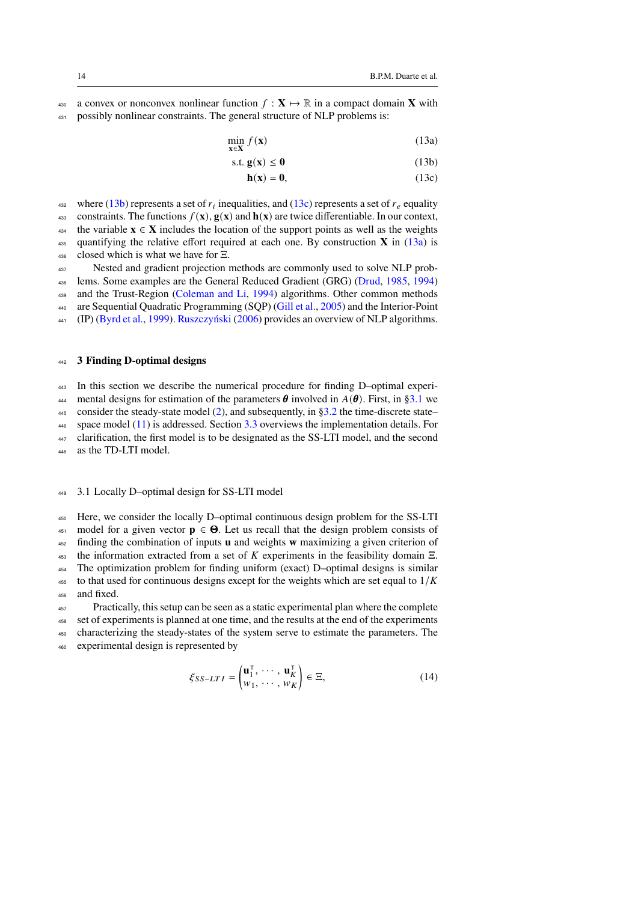a convex or nonconvex nonlinear function $f : \mathbf{X} \mapsto \mathbb{R}$ in a compact domain $\mathbf{X}$ with possibly nonlinear constraints. The general structure of NLP problems is:

$$\min_{\mathbf{x}\in\mathbf{X}} f(\mathbf{x}) \tag{13a}$$

$$\text{s.t. } \mathbf{g}(\mathbf{x}) \leq \mathbf{0} \tag{13b}$$

$$\mathbf{h}(\mathbf{x}) = \mathbf{0}, \tag{13c}$$

where (13b) represents a set of $r_i$ inequalities, and (13c) represents a set of $r_e$ equality constraints. The functions $f(\mathbf{x})$, $\mathbf{g}(\mathbf{x})$ and $\mathbf{h}(\mathbf{x})$ are twice differentiable. In our context, the variable $\mathbf{x} \in \mathbf{X}$ includes the location of the support points as well as the weights quantifying the relative effort required at each one. By construction $\mathbf{X}$ in (13a) is closed which is what we have for $\Xi$.

Nested and gradient projection methods are commonly used to solve NLP problems. Some examples are the General Reduced Gradient (GRG) (Drud, 1985, 1994) and the Trust-Region (Coleman and Li, 1994) algorithms. Other common methods are Sequential Quadratic Programming (SQP) (Gill et al., 2005) and the Interior-Point (IP) (Byrd et al., 1999). Ruszczyński (2006) provides an overview of NLP algorithms.

## 3 Finding D-optimal designs

In this section we describe the numerical procedure for finding D–optimal experimental designs for estimation of the parameters $\boldsymbol{\theta}$ involved in $A(\boldsymbol{\theta})$. First, in §3.1 we consider the steady-state model (2), and subsequently, in §3.2 the time-discrete state–space model (11) is addressed. Section 3.3 overviews the implementation details. For clarification, the first model is to be designated as the SS-LTI model, and the second as the TD-LTI model.

### 3.1 Locally D–optimal design for SS-LTI model

Here, we consider the locally D–optimal continuous design problem for the SS-LTI model for a given vector $\mathbf{p} \in \boldsymbol{\Theta}$. Let us recall that the design problem consists of finding the combination of inputs $\mathbf{u}$ and weights $\mathbf{w}$ maximizing a given criterion of the information extracted from a set of $K$ experiments in the feasibility domain $\Xi$. The optimization problem for finding uniform (exact) D–optimal designs is similar to that used for continuous designs except for the weights which are set equal to $1/K$ and fixed.

Practically, this setup can be seen as a static experimental plan where the complete set of experiments is planned at one time, and the results at the end of the experiments characterizing the steady-states of the system serve to estimate the parameters. The experimental design is represented by

$$\xi_{SS-LTI} = \begin{pmatrix} \mathbf{u}_1^\intercal, & \cdots, & \mathbf{u}_K^\intercal \\ w_1, & \cdots, & w_K \end{pmatrix} \in \Xi, \tag{14}$$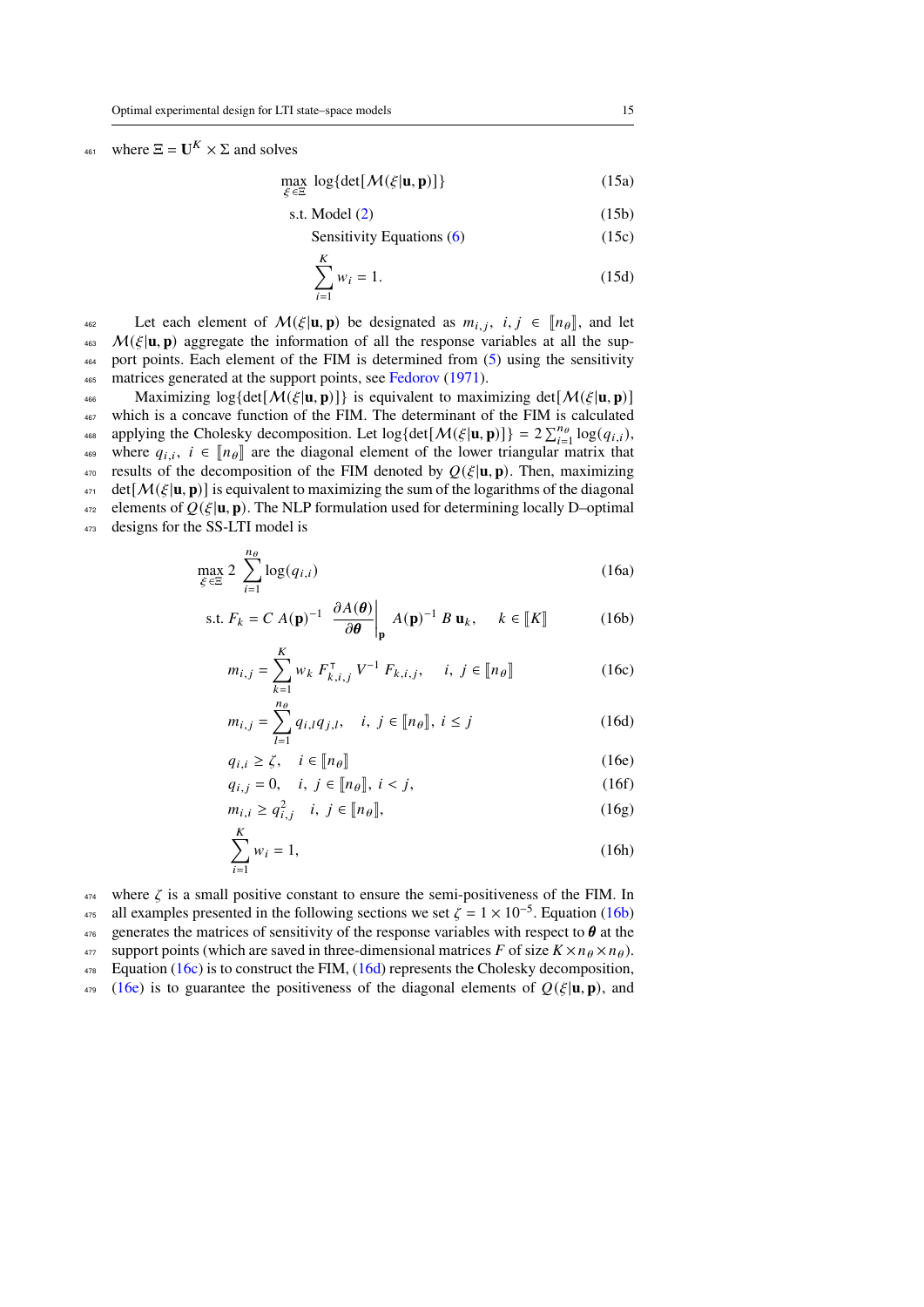where $\Xi = \mathbf{U}^K \times \Sigma$ and solves

$$\max_{\xi \in \Xi} \; \log\{\det[\mathcal{M}(\xi|\mathbf{u}, \mathbf{p})]\} \tag{15a}$$

$$\text{s.t. Model (2)} \tag{15b}$$

$$\text{Sensitivity Equations (6)} \tag{15c}$$

$$\sum_{i=1}^{K} w_i = 1. \tag{15d}$$

Let each element of $\mathcal{M}(\xi|\mathbf{u}, \mathbf{p})$ be designated as $m_{i,j}$, $i, j \in [\![n_\theta]\!]$, and let $\mathcal{M}(\xi|\mathbf{u}, \mathbf{p})$ aggregate the information of all the response variables at all the support points. Each element of the FIM is determined from (5) using the sensitivity matrices generated at the support points, see Fedorov (1971).

Maximizing $\log\{\det[\mathcal{M}(\xi|\mathbf{u}, \mathbf{p})]\}$ is equivalent to maximizing $\det[\mathcal{M}(\xi|\mathbf{u}, \mathbf{p})]$ which is a concave function of the FIM. The determinant of the FIM is calculated applying the Cholesky decomposition. Let $\log\{\det[\mathcal{M}(\xi|\mathbf{u}, \mathbf{p})]\} = 2\sum_{i=1}^{n_\theta} \log(q_{i,i})$, where $q_{i,i}$, $i \in [\![n_\theta]\!]$ are the diagonal element of the lower triangular matrix that results of the decomposition of the FIM denoted by $Q(\xi|\mathbf{u}, \mathbf{p})$. Then, maximizing $\det[\mathcal{M}(\xi|\mathbf{u}, \mathbf{p})]$ is equivalent to maximizing the sum of the logarithms of the diagonal elements of $Q(\xi|\mathbf{u}, \mathbf{p})$. The NLP formulation used for determining locally D–optimal designs for the SS-LTI model is

$$\max_{\xi \in \Xi} \; 2 \sum_{i=1}^{n_\theta} \log(q_{i,i}) \tag{16a}$$

$$\text{s.t. } F_k = C \; A(\mathbf{p})^{-1} \left. \frac{\partial A(\boldsymbol{\theta})}{\partial \boldsymbol{\theta}} \right|_{\mathbf{p}} A(\mathbf{p})^{-1} \; B \; \mathbf{u}_k, \quad k \in [\![K]\!] \tag{16b}$$

$$m_{i,j} = \sum_{k=1}^{K} w_k \; F_{k,i,j}^{\intercal} \; V^{-1} \; F_{k,i,j}, \quad i, \; j \in [\![n_\theta]\!] \tag{16c}$$

$$m_{i,j} = \sum_{l=1}^{n_\theta} q_{i,l} q_{j,l}, \quad i, \; j \in [\![n_\theta]\!], \; i \leq j \tag{16d}$$

$$q_{i,i} \geq \zeta, \quad i \in [\![n_\theta]\!] \tag{16e}$$

$$q_{i,j} = 0, \quad i, \; j \in [\![n_\theta]\!], \; i < j, \tag{16f}$$

$$m_{i,i} \geq q_{i,j}^2 \quad i, \; j \in [\![n_\theta]\!], \tag{16g}$$

$$\sum_{i=1}^{K} w_i = 1, \tag{16h}$$

where $\zeta$ is a small positive constant to ensure the semi-positiveness of the FIM. In all examples presented in the following sections we set $\zeta = 1 \times 10^{-5}$. Equation (16b) generates the matrices of sensitivity of the response variables with respect to $\boldsymbol{\theta}$ at the support points (which are saved in three-dimensional matrices $F$ of size $K \times n_\theta \times n_\theta$). Equation (16c) is to construct the FIM, (16d) represents the Cholesky decomposition, (16e) is to guarantee the positiveness of the diagonal elements of $Q(\xi|\mathbf{u}, \mathbf{p})$, and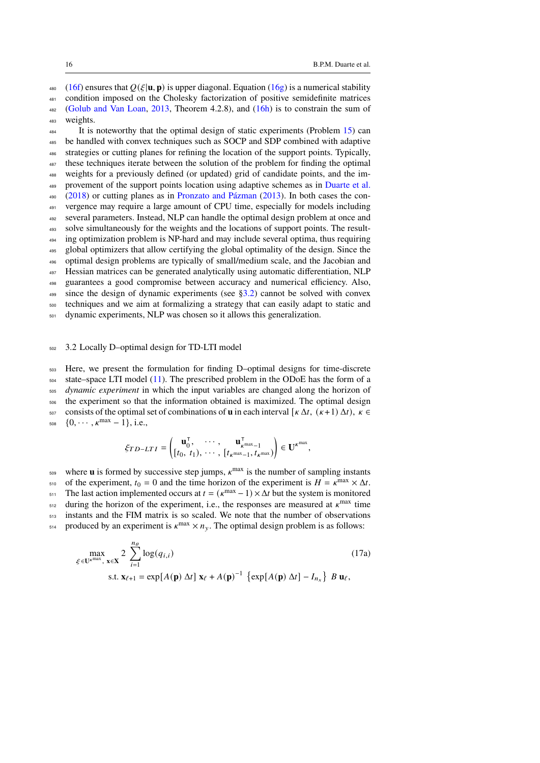(16f) ensures that $Q(\xi|\mathbf{u},\mathbf{p})$ is upper diagonal. Equation (16g) is a numerical stability condition imposed on the Cholesky factorization of positive semidefinite matrices (Golub and Van Loan, 2013, Theorem 4.2.8), and (16h) is to constrain the sum of weights.

It is noteworthy that the optimal design of static experiments (Problem 15) can be handled with convex techniques such as SOCP and SDP combined with adaptive strategies or cutting planes for refining the location of the support points. Typically, these techniques iterate between the solution of the problem for finding the optimal weights for a previously defined (or updated) grid of candidate points, and the improvement of the support points location using adaptive schemes as in Duarte et al. (2018) or cutting planes as in Pronzato and Pázman (2013). In both cases the convergence may require a large amount of CPU time, especially for models including several parameters. Instead, NLP can handle the optimal design problem at once and solve simultaneously for the weights and the locations of support points. The resulting optimization problem is NP-hard and may include several optima, thus requiring global optimizers that allow certifying the global optimality of the design. Since the optimal design problems are typically of small/medium scale, and the Jacobian and Hessian matrices can be generated analytically using automatic differentiation, NLP guarantees a good compromise between accuracy and numerical efficiency. Also, since the design of dynamic experiments (see §3.2) cannot be solved with convex techniques and we aim at formalizing a strategy that can easily adapt to static and dynamic experiments, NLP was chosen so it allows this generalization.

### 3.2 Locally D–optimal design for TD-LTI model

Here, we present the formulation for finding D–optimal designs for time-discrete state–space LTI model (11). The prescribed problem in the ODoE has the form of a *dynamic experiment* in which the input variables are changed along the horizon of the experiment so that the information obtained is maximized. The optimal design consists of the optimal set of combinations of $\mathbf{u}$ in each interval $[\kappa\,\Delta t,\ (\kappa+1)\,\Delta t)$, $\kappa \in \{0, \cdots, \kappa^{\max}-1\}$, i.e.,

$$\xi_{TD-LTI} = \begin{pmatrix} \mathbf{u}_0^\intercal, & \cdots, & \mathbf{u}_{\kappa^{\max}-1}^\intercal \\ [t_0,\ t_1), & \cdots, & [t_{\kappa^{\max}-1}, t_{\kappa^{\max}}) \end{pmatrix} \in \mathbf{U}^{\kappa^{\max}},$$

where $\mathbf{u}$ is formed by successive step jumps, $\kappa^{\max}$ is the number of sampling instants of the experiment, $t_0 = 0$ and the time horizon of the experiment is $H = \kappa^{\max} \times \Delta t$. The last action implemented occurs at $t = (\kappa^{\max}-1) \times \Delta t$ but the system is monitored during the horizon of the experiment, i.e., the responses are measured at $\kappa^{\max}$ time instants and the FIM matrix is so scaled. We note that the number of observations produced by an experiment is $\kappa^{\max} \times n_y$. The optimal design problem is as follows:

$$\max_{\xi \in \mathbf{U}^{\kappa^{\max}},\ \mathbf{x}\in\mathbf{X}} \ 2 \sum_{i=1}^{n_\theta} \log(q_{i,i}) \tag{17a}$$

$$\text{s.t. } \mathbf{x}_{\ell+1} = \exp[A(\mathbf{p})\,\Delta t]\ \mathbf{x}_\ell + A(\mathbf{p})^{-1}\ \left\{\exp[A(\mathbf{p})\,\Delta t] - I_{n_x}\right\}\ B\ \mathbf{u}_\ell,$$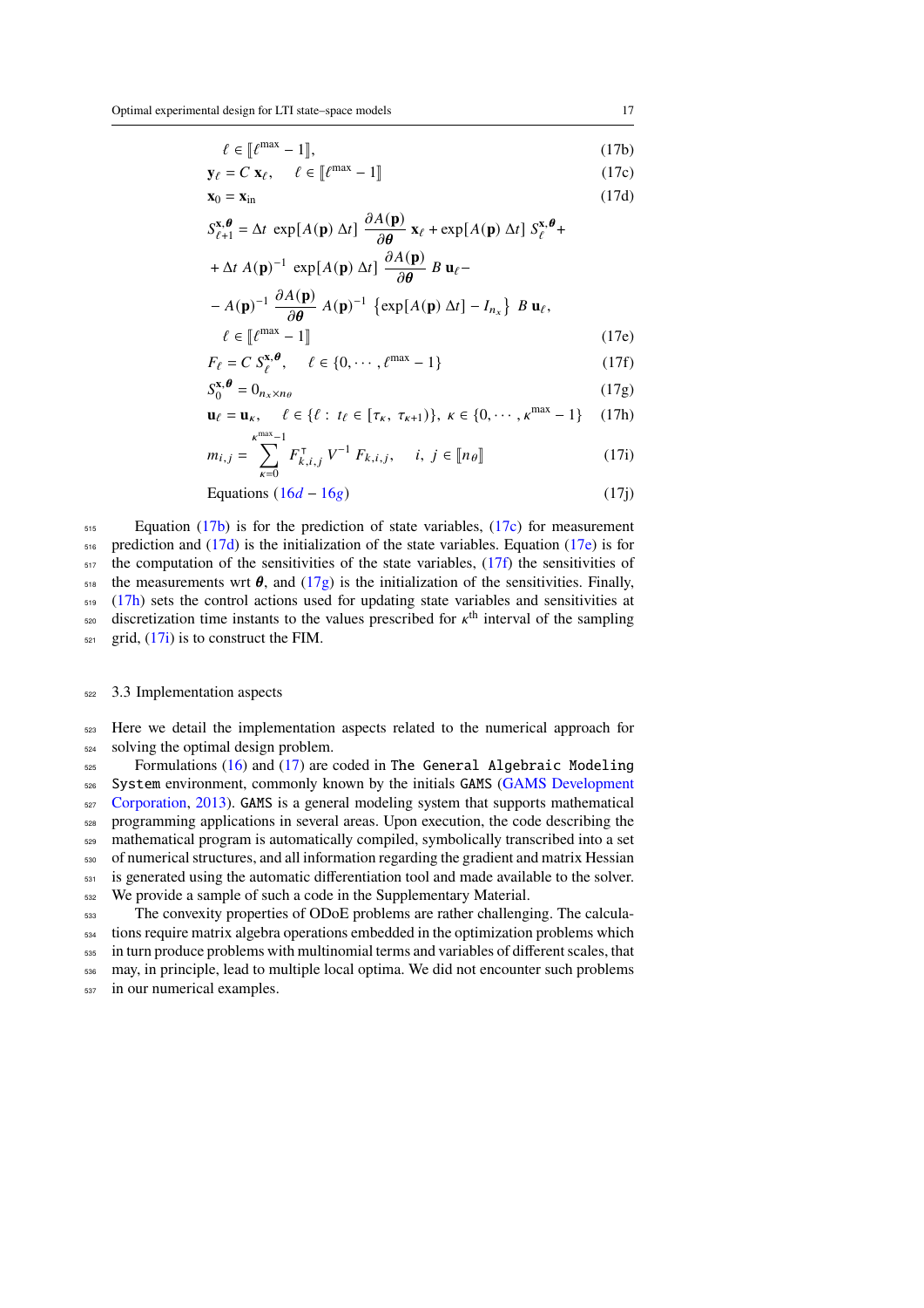$$\ell \in [\![\ell^{\max} - 1]\!], \tag{17b}$$

$$\mathbf{y}_\ell = C\, \mathbf{x}_\ell, \quad \ell \in [\![\ell^{\max} - 1]\!] \tag{17c}$$

$$\mathbf{x}_0 = \mathbf{x}_{\text{in}} \tag{17d}$$

$$\begin{aligned} S^{\mathbf{x},\boldsymbol{\theta}}_{\ell+1} &= \Delta t\ \exp[A(\mathbf{p})\,\Delta t]\ \frac{\partial A(\mathbf{p})}{\partial \boldsymbol{\theta}}\ \mathbf{x}_\ell + \exp[A(\mathbf{p})\,\Delta t]\ S^{\mathbf{x},\boldsymbol{\theta}}_\ell + \\ &+ \Delta t\ A(\mathbf{p})^{-1}\ \exp[A(\mathbf{p})\,\Delta t]\ \frac{\partial A(\mathbf{p})}{\partial \boldsymbol{\theta}}\ B\,\mathbf{u}_\ell - \\ &- A(\mathbf{p})^{-1}\ \frac{\partial A(\mathbf{p})}{\partial \boldsymbol{\theta}}\ A(\mathbf{p})^{-1}\ \left\{\exp[A(\mathbf{p})\,\Delta t] - I_{n_x}\right\}\ B\,\mathbf{u}_\ell, \\ &\quad \ell \in [\![\ell^{\max} - 1]\!] \end{aligned} \tag{17e}$$

$$F_\ell = C\, S^{\mathbf{x},\boldsymbol{\theta}}_\ell, \quad \ell \in \{0, \cdots, \ell^{\max} - 1\} \tag{17f}$$

$$S^{\mathbf{x},\boldsymbol{\theta}}_0 = 0_{n_x \times n_\theta} \tag{17g}$$

$$\mathbf{u}_\ell = \mathbf{u}_\kappa, \quad \ell \in \{\ell : t_\ell \in [\tau_\kappa,\ \tau_{\kappa+1})\},\ \kappa \in \{0, \cdots, \kappa^{\max} - 1\} \tag{17h}$$

$$m_{i,j} = \sum_{\kappa=0}^{\kappa^{\max}-1} F^\intercal_{k,i,j}\ V^{-1}\ F_{k,i,j}, \quad i,\ j \in [\![n_\theta]\!] \tag{17i}$$

$$\text{Equations } (16d - 16g) \tag{17j}$$

Equation (17b) is for the prediction of state variables, (17c) for measurement prediction and (17d) is the initialization of the state variables. Equation (17e) is for the computation of the sensitivities of the state variables, (17f) the sensitivities of the measurements wrt $\boldsymbol{\theta}$, and (17g) is the initialization of the sensitivities. Finally, (17h) sets the control actions used for updating state variables and sensitivities at discretization time instants to the values prescribed for $\kappa^{\text{th}}$ interval of the sampling grid, (17i) is to construct the FIM.

## 3.3 Implementation aspects

Here we detail the implementation aspects related to the numerical approach for solving the optimal design problem.

Formulations (16) and (17) are coded in `The General Algebraic Modeling System` environment, commonly known by the initials `GAMS` (GAMS Development Corporation, 2013). `GAMS` is a general modeling system that supports mathematical programming applications in several areas. Upon execution, the code describing the mathematical program is automatically compiled, symbolically transcribed into a set of numerical structures, and all information regarding the gradient and matrix Hessian is generated using the automatic differentiation tool and made available to the solver. We provide a sample of such a code in the Supplementary Material.

The convexity properties of ODoE problems are rather challenging. The calculations require matrix algebra operations embedded in the optimization problems which in turn produce problems with multinomial terms and variables of different scales, that may, in principle, lead to multiple local optima. We did not encounter such problems in our numerical examples.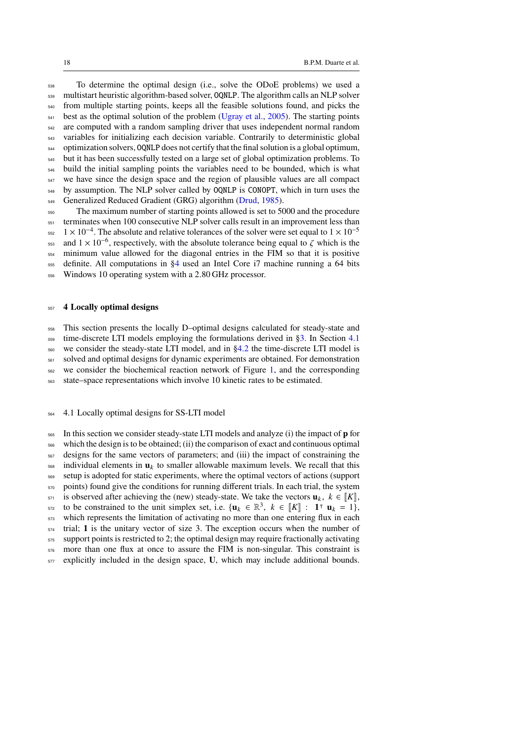To determine the optimal design (i.e., solve the ODoE problems) we used a multistart heuristic algorithm-based solver, OQNLP. The algorithm calls an NLP solver from multiple starting points, keeps all the feasible solutions found, and picks the best as the optimal solution of the problem (Ugray et al., 2005). The starting points are computed with a random sampling driver that uses independent normal random variables for initializing each decision variable. Contrarily to deterministic global optimization solvers, OQNLP does not certify that the final solution is a global optimum, but it has been successfully tested on a large set of global optimization problems. To build the initial sampling points the variables need to be bounded, which is what we have since the design space and the region of plausible values are all compact by assumption. The NLP solver called by OQNLP is CONOPT, which in turn uses the Generalized Reduced Gradient (GRG) algorithm (Drud, 1985).

The maximum number of starting points allowed is set to 5000 and the procedure terminates when 100 consecutive NLP solver calls result in an improvement less than $1 \times 10^{-4}$. The absolute and relative tolerances of the solver were set equal to $1 \times 10^{-5}$ and $1 \times 10^{-6}$, respectively, with the absolute tolerance being equal to $\zeta$ which is the minimum value allowed for the diagonal entries in the FIM so that it is positive definite. All computations in §4 used an Intel Core i7 machine running a 64 bits Windows 10 operating system with a 2.80 GHz processor.

# 4 Locally optimal designs

This section presents the locally D–optimal designs calculated for steady-state and time-discrete LTI models employing the formulations derived in §3. In Section 4.1 we consider the steady-state LTI model, and in §4.2 the time-discrete LTI model is solved and optimal designs for dynamic experiments are obtained. For demonstration we consider the biochemical reaction network of Figure 1, and the corresponding state–space representations which involve 10 kinetic rates to be estimated.

## 4.1 Locally optimal designs for SS-LTI model

In this section we consider steady-state LTI models and analyze (i) the impact of $\mathbf{p}$ for which the design is to be obtained; (ii) the comparison of exact and continuous optimal designs for the same vectors of parameters; and (iii) the impact of constraining the individual elements in $\mathbf{u}_k$ to smaller allowable maximum levels. We recall that this setup is adopted for static experiments, where the optimal vectors of actions (support points) found give the conditions for running different trials. In each trial, the system is observed after achieving the (new) steady-state. We take the vectors $\mathbf{u}_k,\ k \in [\![K]\!]$, to be constrained to the unit simplex set, i.e. $\{\mathbf{u}_k \in \mathbb{R}^3,\ k \in [\![K]\!] :\ \mathbf{1}^\intercal\ \mathbf{u}_k = 1\}$, which represents the limitation of activating no more than one entering flux in each trial; $\mathbf{1}$ is the unitary vector of size 3. The exception occurs when the number of support points is restricted to 2; the optimal design may require fractionally activating more than one flux at once to assure the FIM is non-singular. This constraint is explicitly included in the design space, $\mathbf{U}$, which may include additional bounds.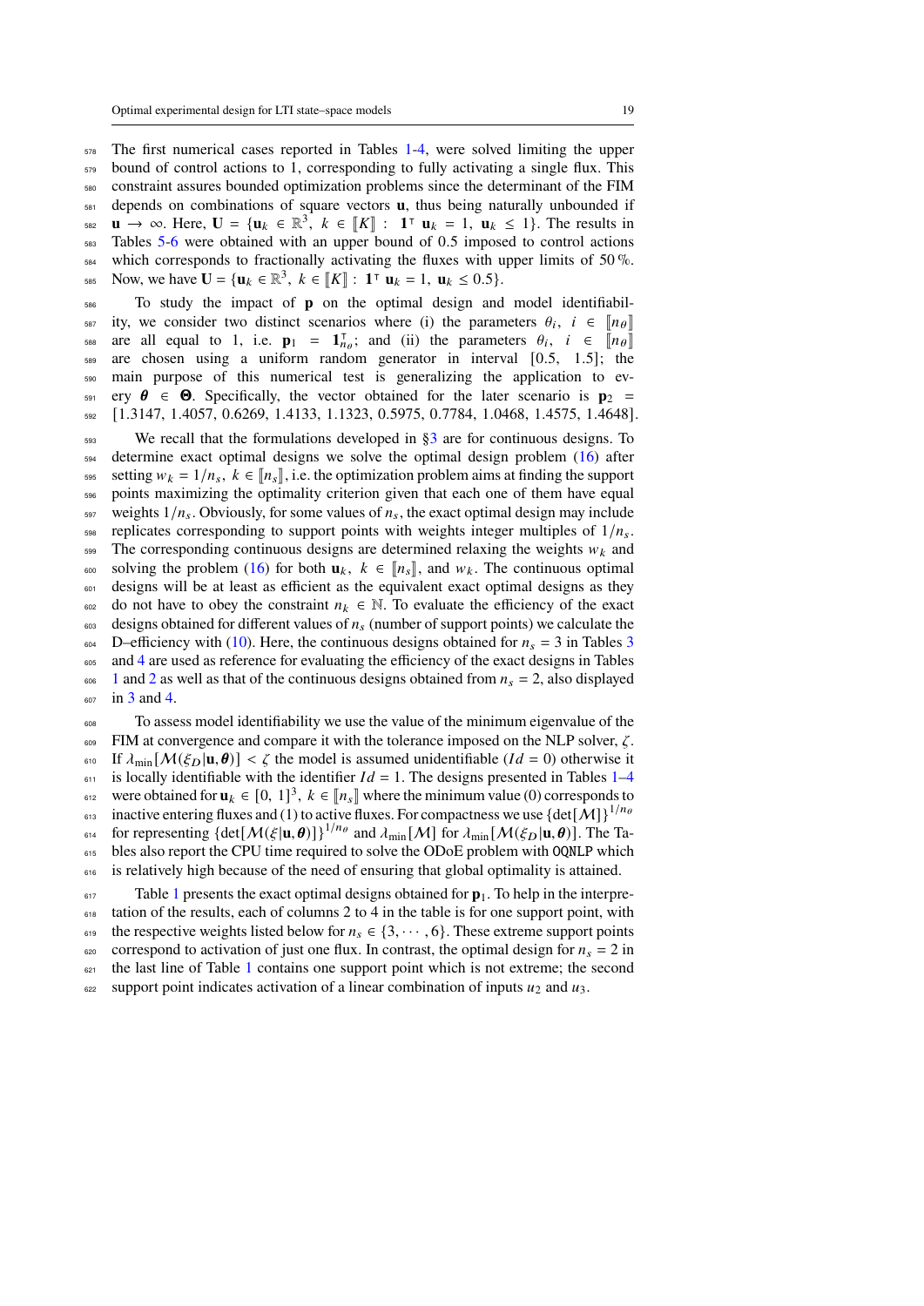The first numerical cases reported in Tables 1-4, were solved limiting the upper bound of control actions to 1, corresponding to fully activating a single flux. This constraint assures bounded optimization problems since the determinant of the FIM depends on combinations of square vectors $\mathbf{u}$, thus being naturally unbounded if $\mathbf{u} \to \infty$. Here, $\mathbf{U} = \{\mathbf{u}_k \in \mathbb{R}^3,\ k \in [\![K]\!] :\ \mathbf{1}^\intercal\ \mathbf{u}_k = 1,\ \mathbf{u}_k \leq 1\}$. The results in Tables 5-6 were obtained with an upper bound of 0.5 imposed to control actions which corresponds to fractionally activating the fluxes with upper limits of 50 %. Now, we have $\mathbf{U} = \{\mathbf{u}_k \in \mathbb{R}^3,\ k \in [\![K]\!] :\ \mathbf{1}^\intercal\ \mathbf{u}_k = 1,\ \mathbf{u}_k \leq 0.5\}$.

To study the impact of $\mathbf{p}$ on the optimal design and model identifiability, we consider two distinct scenarios where (i) the parameters $\theta_i,\ i \in [\![n_\theta]\!]$ are all equal to 1, i.e. $\mathbf{p}_1 = \mathbf{1}^\intercal_{n_\theta}$; and (ii) the parameters $\theta_i,\ i \in [\![n_\theta]\!]$ are chosen using a uniform random generator in interval $[0.5,\ 1.5]$; the main purpose of this numerical test is generalizing the application to every $\boldsymbol{\theta} \in \boldsymbol{\Theta}$. Specifically, the vector obtained for the later scenario is $\mathbf{p}_2 = [1.3147,\ 1.4057,\ 0.6269,\ 1.4133,\ 1.1323,\ 0.5975,\ 0.7784,\ 1.0468,\ 1.4575,\ 1.4648]$.

We recall that the formulations developed in §3 are for continuous designs. To determine exact optimal designs we solve the optimal design problem (16) after setting $w_k = 1/n_s,\ k \in [\![n_s]\!]$, i.e. the optimization problem aims at finding the support points maximizing the optimality criterion given that each one of them have equal weights $1/n_s$. Obviously, for some values of $n_s$, the exact optimal design may include replicates corresponding to support points with weights integer multiples of $1/n_s$. The corresponding continuous designs are determined relaxing the weights $w_k$ and solving the problem (16) for both $\mathbf{u}_k,\ k \in [\![n_s]\!]$, and $w_k$. The continuous optimal designs will be at least as efficient as the equivalent exact optimal designs as they do not have to obey the constraint $n_k \in \mathbb{N}$. To evaluate the efficiency of the exact designs obtained for different values of $n_s$ (number of support points) we calculate the D–efficiency with (10). Here, the continuous designs obtained for $n_s = 3$ in Tables 3 and 4 are used as reference for evaluating the efficiency of the exact designs in Tables 1 and 2 as well as that of the continuous designs obtained from $n_s = 2$, also displayed in 3 and 4.

To assess model identifiability we use the value of the minimum eigenvalue of the FIM at convergence and compare it with the tolerance imposed on the NLP solver, $\zeta$. If $\lambda_{\min}[\mathcal{M}(\xi_D|\mathbf{u}, \boldsymbol{\theta})] < \zeta$ the model is assumed unidentifiable ($Id = 0$) otherwise it is locally identifiable with the identifier $Id = 1$. The designs presented in Tables 1–4 were obtained for $\mathbf{u}_k \in [0,\ 1]^3,\ k \in [\![n_s]\!]$ where the minimum value (0) corresponds to inactive entering fluxes and (1) to active fluxes. For compactness we use $\{\det[\mathcal{M}]\}^{1/n_\theta}$ for representing $\{\det[\mathcal{M}(\xi|\mathbf{u}, \boldsymbol{\theta})]\}^{1/n_\theta}$ and $\lambda_{\min}[\mathcal{M}]$ for $\lambda_{\min}[\mathcal{M}(\xi_D|\mathbf{u}, \boldsymbol{\theta})]$. The Tables also report the CPU time required to solve the ODoE problem with `OQNLP` which is relatively high because of the need of ensuring that global optimality is attained.

Table 1 presents the exact optimal designs obtained for $\mathbf{p}_1$. To help in the interpretation of the results, each of columns 2 to 4 in the table is for one support point, with the respective weights listed below for $n_s \in \{3, \cdots, 6\}$. These extreme support points correspond to activation of just one flux. In contrast, the optimal design for $n_s = 2$ in the last line of Table 1 contains one support point which is not extreme; the second support point indicates activation of a linear combination of inputs $u_2$ and $u_3$.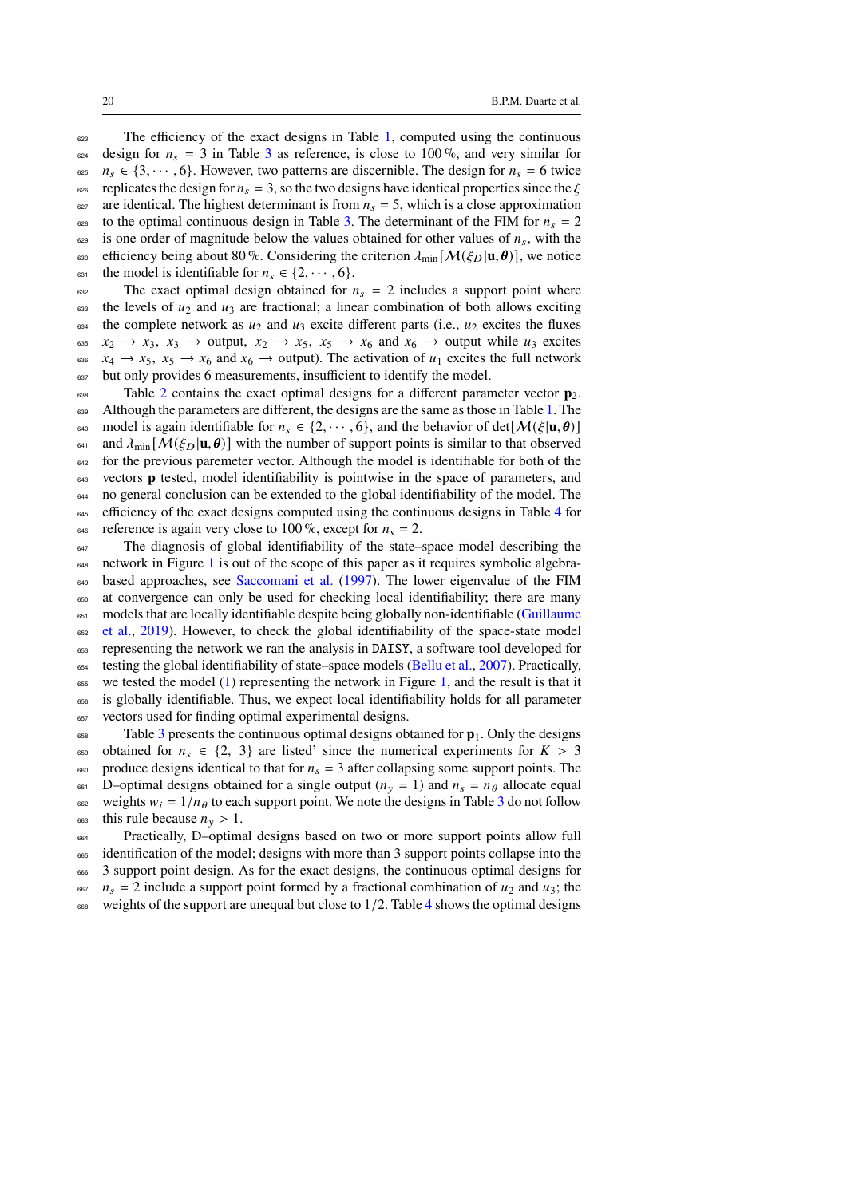The efficiency of the exact designs in Table 1, computed using the continuous design for $n_s = 3$ in Table 3 as reference, is close to 100 %, and very similar for $n_s \in \{3, \cdots, 6\}$. However, two patterns are discernible. The design for $n_s = 6$ twice replicates the design for $n_s = 3$, so the two designs have identical properties since the $\xi$ are identical. The highest determinant is from $n_s = 5$, which is a close approximation to the optimal continuous design in Table 3. The determinant of the FIM for $n_s = 2$ is one order of magnitude below the values obtained for other values of $n_s$, with the efficiency being about 80 %. Considering the criterion $\lambda_{\min}[\mathcal{M}(\xi_D|\mathbf{u}, \boldsymbol{\theta})]$, we notice the model is identifiable for $n_s \in \{2, \cdots, 6\}$.

The exact optimal design obtained for $n_s = 2$ includes a support point where the levels of $u_2$ and $u_3$ are fractional; a linear combination of both allows exciting the complete network as $u_2$ and $u_3$ excite different parts (i.e., $u_2$ excites the fluxes $x_2 \to x_3$, $x_3 \to$ output, $x_2 \to x_5$, $x_5 \to x_6$ and $x_6 \to$ output while $u_3$ excites $x_4 \to x_5$, $x_5 \to x_6$ and $x_6 \to$ output). The activation of $u_1$ excites the full network but only provides 6 measurements, insufficient to identify the model.

Table 2 contains the exact optimal designs for a different parameter vector $\mathbf{p}_2$. Although the parameters are different, the designs are the same as those in Table 1. The model is again identifiable for $n_s \in \{2, \cdots, 6\}$, and the behavior of $\det[\mathcal{M}(\xi|\mathbf{u}, \boldsymbol{\theta})]$ and $\lambda_{\min}[\mathcal{M}(\xi_D|\mathbf{u}, \boldsymbol{\theta})]$ with the number of support points is similar to that observed for the previous paremeter vector. Although the model is identifiable for both of the vectors $\mathbf{p}$ tested, model identifiability is pointwise in the space of parameters, and no general conclusion can be extended to the global identifiability of the model. The efficiency of the exact designs computed using the continuous designs in Table 4 for reference is again very close to 100 %, except for $n_s = 2$.

The diagnosis of global identifiability of the state–space model describing the network in Figure 1 is out of the scope of this paper as it requires symbolic algebra-based approaches, see Saccomani et al. (1997). The lower eigenvalue of the FIM at convergence can only be used for checking local identifiability; there are many models that are locally identifiable despite being globally non-identifiable (Guillaume et al., 2019). However, to check the global identifiability of the space-state model representing the network we ran the analysis in `DAISY`, a software tool developed for testing the global identifiability of state–space models (Bellu et al., 2007). Practically, we tested the model (1) representing the network in Figure 1, and the result is that it is globally identifiable. Thus, we expect local identifiability holds for all parameter vectors used for finding optimal experimental designs.

Table 3 presents the continuous optimal designs obtained for $\mathbf{p}_1$. Only the designs obtained for $n_s \in \{2, 3\}$ are listed' since the numerical experiments for $K > 3$ produce designs identical to that for $n_s = 3$ after collapsing some support points. The D–optimal designs obtained for a single output ($n_y = 1$) and $n_s = n_\theta$ allocate equal weights $w_i = 1/n_\theta$ to each support point. We note the designs in Table 3 do not follow this rule because $n_y > 1$.

Practically, D–optimal designs based on two or more support points allow full identification of the model; designs with more than 3 support points collapse into the 3 support point design. As for the exact designs, the continuous optimal designs for $n_s = 2$ include a support point formed by a fractional combination of $u_2$ and $u_3$; the weights of the support are unequal but close to $1/2$. Table 4 shows the optimal designs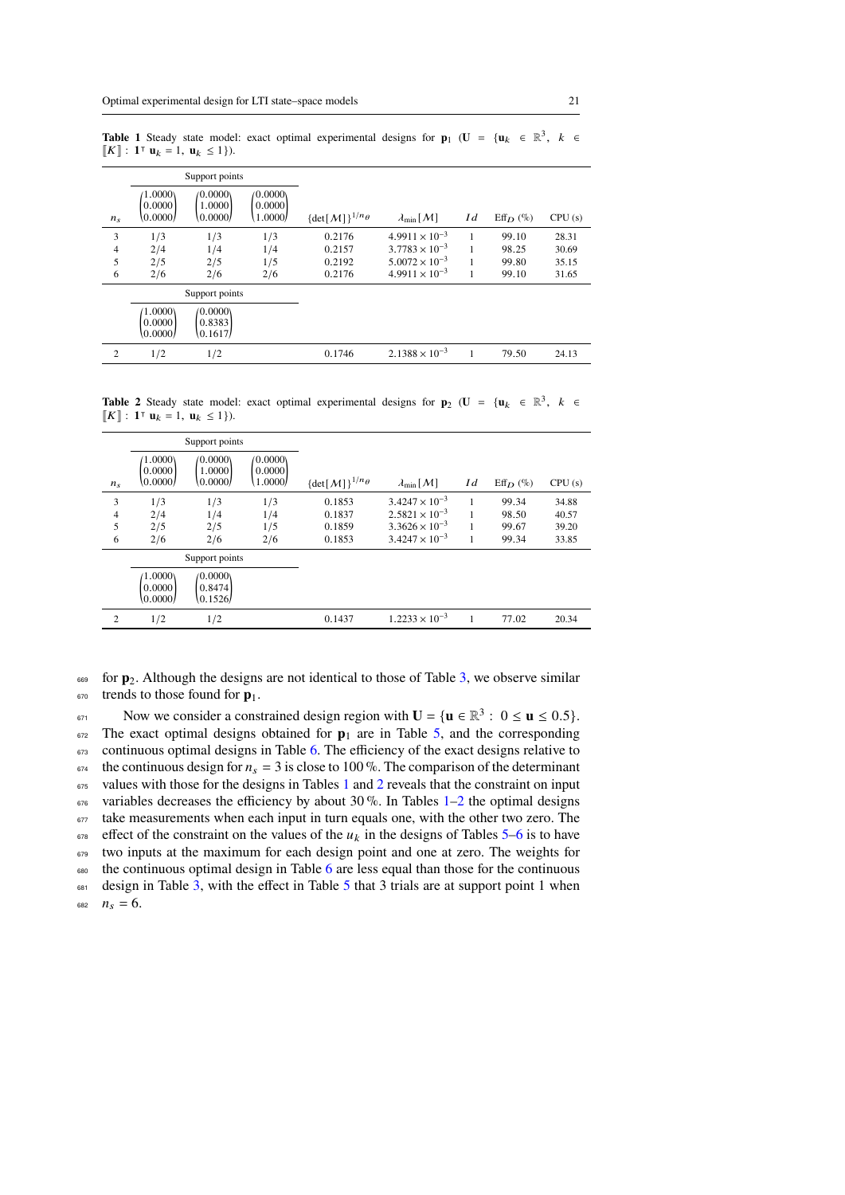**Table 1** Steady state model: exact optimal experimental designs for $\mathbf{p}_1$ ($\mathbf{U} = \{\mathbf{u}_k \in \mathbb{R}^3,\ k \in [\![K]\!] :\ \mathbf{1}^\top \mathbf{u}_k = 1,\ \mathbf{u}_k \leq 1\}$).

| $n_s$ | Support points $\begin{pmatrix}1.0000\\0.0000\\0.0000\end{pmatrix}$ | $\begin{pmatrix}0.0000\\1.0000\\0.0000\end{pmatrix}$ | $\begin{pmatrix}0.0000\\0.0000\\1.0000\end{pmatrix}$ | $\{\det[\mathcal{M}]\}^{1/n_\theta}$ | $\lambda_{\min}[\mathcal{M}]$ | $Id$ | $\text{Eff}_D$ (%) | CPU (s) |
|---|---|---|---|---|---|---|---|---|
| 3 | 1/3 | 1/3 | 1/3 | 0.2176 | $4.9911 \times 10^{-3}$ | 1 | 99.10 | 28.31 |
| 4 | 2/4 | 1/4 | 1/4 | 0.2157 | $3.7783 \times 10^{-3}$ | 1 | 98.25 | 30.69 |
| 5 | 2/5 | 2/5 | 1/5 | 0.2192 | $5.0072 \times 10^{-3}$ | 1 | 99.80 | 35.15 |
| 6 | 2/6 | 2/6 | 2/6 | 0.2176 | $4.9911 \times 10^{-3}$ | 1 | 99.10 | 31.65 |
| | Support points $\begin{pmatrix}1.0000\\0.0000\\0.0000\end{pmatrix}$ | $\begin{pmatrix}0.0000\\0.8383\\0.1617\end{pmatrix}$ | | | | | | |
| 2 | 1/2 | 1/2 | | 0.1746 | $2.1388 \times 10^{-3}$ | 1 | 79.50 | 24.13 |

**Table 2** Steady state model: exact optimal experimental designs for $\mathbf{p}_2$ ($\mathbf{U} = \{\mathbf{u}_k \in \mathbb{R}^3,\ k \in [\![K]\!] :\ \mathbf{1}^\top \mathbf{u}_k = 1,\ \mathbf{u}_k \leq 1\}$).

| $n_s$ | Support points $\begin{pmatrix}1.0000\\0.0000\\0.0000\end{pmatrix}$ | $\begin{pmatrix}0.0000\\1.0000\\0.0000\end{pmatrix}$ | $\begin{pmatrix}0.0000\\0.0000\\1.0000\end{pmatrix}$ | $\{\det[\mathcal{M}]\}^{1/n_\theta}$ | $\lambda_{\min}[\mathcal{M}]$ | $Id$ | $\text{Eff}_D$ (%) | CPU (s) |
|---|---|---|---|---|---|---|---|---|
| 3 | 1/3 | 1/3 | 1/3 | 0.1853 | $3.4247 \times 10^{-3}$ | 1 | 99.34 | 34.88 |
| 4 | 2/4 | 1/4 | 1/4 | 0.1837 | $2.5821 \times 10^{-3}$ | 1 | 98.50 | 40.57 |
| 5 | 2/5 | 2/5 | 1/5 | 0.1859 | $3.3626 \times 10^{-3}$ | 1 | 99.67 | 39.20 |
| 6 | 2/6 | 2/6 | 2/6 | 0.1853 | $3.4247 \times 10^{-3}$ | 1 | 99.34 | 33.85 |
| | Support points $\begin{pmatrix}1.0000\\0.0000\\0.0000\end{pmatrix}$ | $\begin{pmatrix}0.0000\\0.8474\\0.1526\end{pmatrix}$ | | | | | | |
| 2 | 1/2 | 1/2 | | 0.1437 | $1.2233 \times 10^{-3}$ | 1 | 77.02 | 20.34 |

for $\mathbf{p}_2$. Although the designs are not identical to those of Table 3, we observe similar trends to those found for $\mathbf{p}_1$.

Now we consider a constrained design region with $\mathbf{U} = \{\mathbf{u} \in \mathbb{R}^3 :\ 0 \leq \mathbf{u} \leq 0.5\}$. The exact optimal designs obtained for $\mathbf{p}_1$ are in Table 5, and the corresponding continuous optimal designs in Table 6. The efficiency of the exact designs relative to the continuous design for $n_s = 3$ is close to 100 %. The comparison of the determinant values with those for the designs in Tables 1 and 2 reveals that the constraint on input variables decreases the efficiency by about 30 %. In Tables 1–2 the optimal designs take measurements when each input in turn equals one, with the other two zero. The effect of the constraint on the values of the $u_k$ in the designs of Tables 5–6 is to have two inputs at the maximum for each design point and one at zero. The weights for the continuous optimal design in Table 6 are less equal than those for the continuous design in Table 3, with the effect in Table 5 that 3 trials are at support point 1 when $n_s = 6$.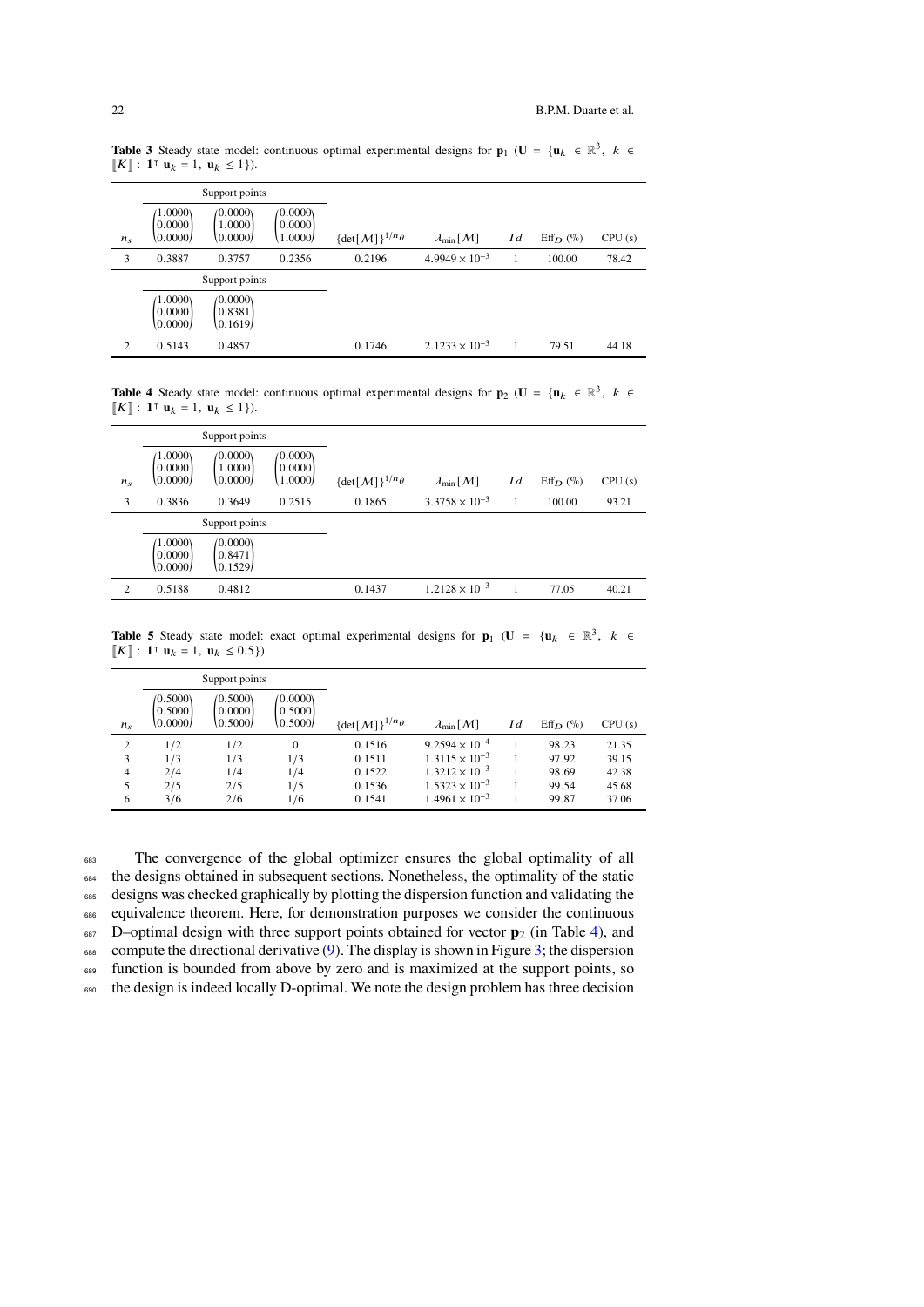**Table 3** Steady state model: continuous optimal experimental designs for $\mathbf{p}_1$ ($\mathbf{U} = \{\mathbf{u}_k \in \mathbb{R}^3,\ k \in [\![K]\!] :\ \mathbf{1}^\intercal\ \mathbf{u}_k = 1,\ \mathbf{u}_k \leq 1\}$).

| | Support points | | | | | | | |
|---|---|---|---|---|---|---|---|---|
| $n_s$ | $\begin{pmatrix}1.0000\\0.0000\\0.0000\end{pmatrix}$ | $\begin{pmatrix}0.0000\\1.0000\\0.0000\end{pmatrix}$ | $\begin{pmatrix}0.0000\\0.0000\\1.0000\end{pmatrix}$ | $\{\det[\mathcal{M}]\}^{1/n_\theta}$ | $\lambda_{\min}[\mathcal{M}]$ | $Id$ | $\text{Eff}_D$ (%) | CPU (s) |
| 3 | 0.3887 | 0.3757 | 0.2356 | 0.2196 | $4.9949\times 10^{-3}$ | 1 | 100.00 | 78.42 |
| | **Support points** | | | | | | | |
| | $\begin{pmatrix}1.0000\\0.0000\\0.0000\end{pmatrix}$ | $\begin{pmatrix}0.0000\\0.8381\\0.1619\end{pmatrix}$ | | | | | | |
| 2 | 0.5143 | 0.4857 | | 0.1746 | $2.1233\times 10^{-3}$ | 1 | 79.51 | 44.18 |

**Table 4** Steady state model: continuous optimal experimental designs for $\mathbf{p}_2$ ($\mathbf{U} = \{\mathbf{u}_k \in \mathbb{R}^3,\ k \in [\![K]\!] :\ \mathbf{1}^\intercal\ \mathbf{u}_k = 1,\ \mathbf{u}_k \leq 1\}$).

| | Support points | | | | | | | |
|---|---|---|---|---|---|---|---|---|
| $n_s$ | $\begin{pmatrix}1.0000\\0.0000\\0.0000\end{pmatrix}$ | $\begin{pmatrix}0.0000\\1.0000\\0.0000\end{pmatrix}$ | $\begin{pmatrix}0.0000\\0.0000\\1.0000\end{pmatrix}$ | $\{\det[\mathcal{M}]\}^{1/n_\theta}$ | $\lambda_{\min}[\mathcal{M}]$ | $Id$ | $\text{Eff}_D$ (%) | CPU (s) |
| 3 | 0.3836 | 0.3649 | 0.2515 | 0.1865 | $3.3758\times 10^{-3}$ | 1 | 100.00 | 93.21 |
| | **Support points** | | | | | | | |
| | $\begin{pmatrix}1.0000\\0.0000\\0.0000\end{pmatrix}$ | $\begin{pmatrix}0.0000\\0.8471\\0.1529\end{pmatrix}$ | | | | | | |
| 2 | 0.5188 | 0.4812 | | 0.1437 | $1.2128\times 10^{-3}$ | 1 | 77.05 | 40.21 |

**Table 5** Steady state model: exact optimal experimental designs for $\mathbf{p}_1$ ($\mathbf{U} = \{\mathbf{u}_k \in \mathbb{R}^3,\ k \in [\![K]\!] :\ \mathbf{1}^\intercal\ \mathbf{u}_k = 1,\ \mathbf{u}_k \leq 0.5\}$).

| | Support points | | | | | | | |
|---|---|---|---|---|---|---|---|---|
| $n_s$ | $\begin{pmatrix}0.5000\\0.5000\\0.0000\end{pmatrix}$ | $\begin{pmatrix}0.5000\\0.0000\\0.5000\end{pmatrix}$ | $\begin{pmatrix}0.0000\\0.5000\\0.5000\end{pmatrix}$ | $\{\det[\mathcal{M}]\}^{1/n_\theta}$ | $\lambda_{\min}[\mathcal{M}]$ | $Id$ | $\text{Eff}_D$ (%) | CPU (s) |
| 2 | 1/2 | 1/2 | 0 | 0.1516 | $9.2594\times 10^{-4}$ | 1 | 98.23 | 21.35 |
| 3 | 1/3 | 1/3 | 1/3 | 0.1511 | $1.3115\times 10^{-3}$ | 1 | 97.92 | 39.15 |
| 4 | 2/4 | 1/4 | 1/4 | 0.1522 | $1.3212\times 10^{-3}$ | 1 | 98.69 | 42.38 |
| 5 | 2/5 | 2/5 | 1/5 | 0.1536 | $1.5323\times 10^{-3}$ | 1 | 99.54 | 45.68 |
| 6 | 3/6 | 2/6 | 1/6 | 0.1541 | $1.4961\times 10^{-3}$ | 1 | 99.87 | 37.06 |

The convergence of the global optimizer ensures the global optimality of all the designs obtained in subsequent sections. Nonetheless, the optimality of the static designs was checked graphically by plotting the dispersion function and validating the equivalence theorem. Here, for demonstration purposes we consider the continuous D–optimal design with three support points obtained for vector $\mathbf{p}_2$ (in Table 4), and compute the directional derivative (9). The display is shown in Figure 3; the dispersion function is bounded from above by zero and is maximized at the support points, so the design is indeed locally D-optimal. We note the design problem has three decision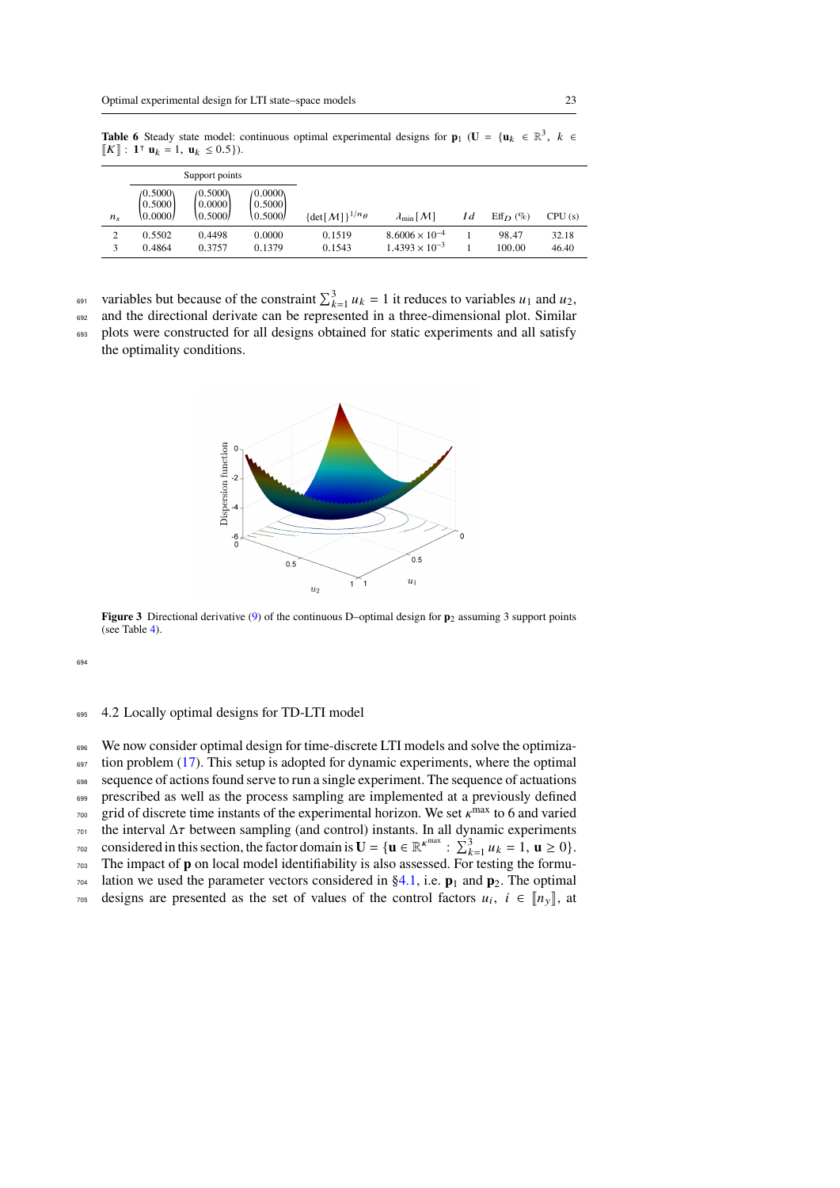**Table 6** Steady state model: continuous optimal experimental designs for $\mathbf{p}_1$ ($\mathbf{U} = \{\mathbf{u}_k \in \mathbb{R}^3,\ k \in [\![K]\!] : \mathbf{1}^\intercal\ \mathbf{u}_k = 1,\ \mathbf{u}_k \leq 0.5\}$).

| | Support points | | | | | | | |
|---|---|---|---|---|---|---|---|---|
| $n_s$ | $\begin{pmatrix}0.5000\\0.5000\\0.0000\end{pmatrix}$ | $\begin{pmatrix}0.5000\\0.0000\\0.5000\end{pmatrix}$ | $\begin{pmatrix}0.0000\\0.5000\\0.5000\end{pmatrix}$ | $\{\det[\mathcal{M}]\}^{1/n_\theta}$ | $\lambda_{\min}[\mathcal{M}]$ | $Id$ | $\mathrm{Eff}_D$ (%) | CPU (s) |
| 2 | 0.5502 | 0.4498 | 0.0000 | 0.1519 | $8.6006 \times 10^{-4}$ | 1 | 98.47 | 32.18 |
| 3 | 0.4864 | 0.3757 | 0.1379 | 0.1543 | $1.4393 \times 10^{-3}$ | 1 | 100.00 | 46.40 |

variables but because of the constraint $\sum_{k=1}^{3} u_k = 1$ it reduces to variables $u_1$ and $u_2$, and the directional derivate can be represented in a three-dimensional plot. Similar plots were constructed for all designs obtained for static experiments and all satisfy the optimality conditions.

**Figure 3** Directional derivative (9) of the continuous D–optimal design for $\mathbf{p}_2$ assuming 3 support points (see Table 4).

## 4.2 Locally optimal designs for TD-LTI model

We now consider optimal design for time-discrete LTI models and solve the optimization problem (17). This setup is adopted for dynamic experiments, where the optimal sequence of actions found serve to run a single experiment. The sequence of actuations prescribed as well as the process sampling are implemented at a previously defined grid of discrete time instants of the experimental horizon. We set $\kappa^{\max}$ to 6 and varied the interval $\Delta\tau$ between sampling (and control) instants. In all dynamic experiments considered in this section, the factor domain is $\mathbf{U} = \{\mathbf{u} \in \mathbb{R}^{\kappa^{\max}} : \sum_{k=1}^{3} u_k = 1,\ \mathbf{u} \geq 0\}$. The impact of $\mathbf{p}$ on local model identifiability is also assessed. For testing the formulation we used the parameter vectors considered in §4.1, i.e. $\mathbf{p}_1$ and $\mathbf{p}_2$. The optimal designs are presented as the set of values of the control factors $u_i,\ i \in [\![n_y]\!]$, at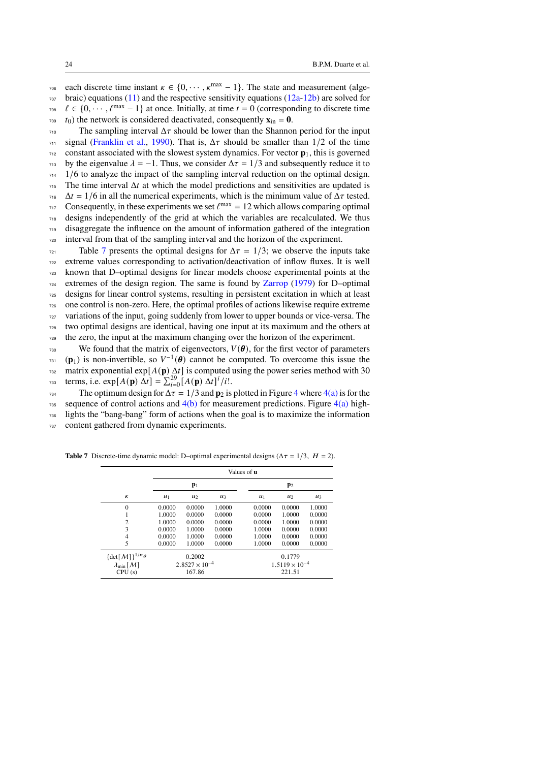each discrete time instant $\kappa \in \{0, \cdots, \kappa^{\max} - 1\}$. The state and measurement (algebraic) equations (11) and the respective sensitivity equations (12a-12b) are solved for $\ell \in \{0, \cdots, \ell^{\max} - 1\}$ at once. Initially, at time $t = 0$ (corresponding to discrete time $t_0$) the network is considered deactivated, consequently $\mathbf{x}_{\text{in}} = \mathbf{0}$.

The sampling interval $\Delta\tau$ should be lower than the Shannon period for the input signal (Franklin et al., 1990). That is, $\Delta\tau$ should be smaller than $1/2$ of the time constant associated with the slowest system dynamics. For vector $\mathbf{p}_1$, this is governed by the eigenvalue $\lambda = -1$. Thus, we consider $\Delta\tau = 1/3$ and subsequently reduce it to $1/6$ to analyze the impact of the sampling interval reduction on the optimal design. The time interval $\Delta t$ at which the model predictions and sensitivities are updated is $\Delta t = 1/6$ in all the numerical experiments, which is the minimum value of $\Delta\tau$ tested. Consequently, in these experiments we set $\ell^{\max} = 12$ which allows comparing optimal designs independently of the grid at which the variables are recalculated. We thus disaggregate the influence on the amount of information gathered of the integration interval from that of the sampling interval and the horizon of the experiment.

Table 7 presents the optimal designs for $\Delta\tau = 1/3$; we observe the inputs take extreme values corresponding to activation/deactivation of inflow fluxes. It is well known that D–optimal designs for linear models choose experimental points at the extremes of the design region. The same is found by Zarrop (1979) for D–optimal designs for linear control systems, resulting in persistent excitation in which at least one control is non-zero. Here, the optimal profiles of actions likewise require extreme variations of the input, going suddenly from lower to upper bounds or vice-versa. The two optimal designs are identical, having one input at its maximum and the others at the zero, the input at the maximum changing over the horizon of the experiment.

We found that the matrix of eigenvectors, $V(\boldsymbol{\theta})$, for the first vector of parameters ($\mathbf{p}_1$) is non-invertible, so $V^{-1}(\boldsymbol{\theta})$ cannot be computed. To overcome this issue the matrix exponential $\exp[A(\mathbf{p})\ \Delta t]$ is computed using the power series method with 30 terms, i.e. $\exp[A(\mathbf{p})\ \Delta t] = \sum_{i=0}^{29} [A(\mathbf{p})\ \Delta t]^i / i!$.

The optimum design for $\Delta\tau = 1/3$ and $\mathbf{p}_2$ is plotted in Figure 4 where 4(a) is for the sequence of control actions and 4(b) for measurement predictions. Figure 4(a) highlights the "bang-bang" form of actions when the goal is to maximize the information content gathered from dynamic experiments.

**Table 7** Discrete-time dynamic model: D–optimal experimental designs ($\Delta\tau = 1/3,\ H = 2$).

| | Values of $\mathbf{u}$ | | | | | |
|---|---|---|---|---|---|---|
| | $\mathbf{p}_1$ | | | $\mathbf{p}_2$ | | |
| $\kappa$ | $u_1$ | $u_2$ | $u_3$ | $u_1$ | $u_2$ | $u_3$ |
| 0 | 0.0000 | 0.0000 | 1.0000 | 0.0000 | 0.0000 | 1.0000 |
| 1 | 1.0000 | 0.0000 | 0.0000 | 0.0000 | 1.0000 | 0.0000 |
| 2 | 1.0000 | 0.0000 | 0.0000 | 0.0000 | 1.0000 | 0.0000 |
| 3 | 0.0000 | 1.0000 | 0.0000 | 1.0000 | 0.0000 | 0.0000 |
| 4 | 0.0000 | 1.0000 | 0.0000 | 1.0000 | 0.0000 | 0.0000 |
| 5 | 0.0000 | 1.0000 | 0.0000 | 1.0000 | 0.0000 | 0.0000 |
| $\{\det[\mathcal{M}]\}^{1/n_\theta}$ | | 0.2002 | | | 0.1779 | |
| $\lambda_{\min}[\mathcal{M}]$ | | $2.8527 \times 10^{-4}$ | | | $1.5119 \times 10^{-4}$ | |
| CPU (s) | | 167.86 | | | 221.51 | |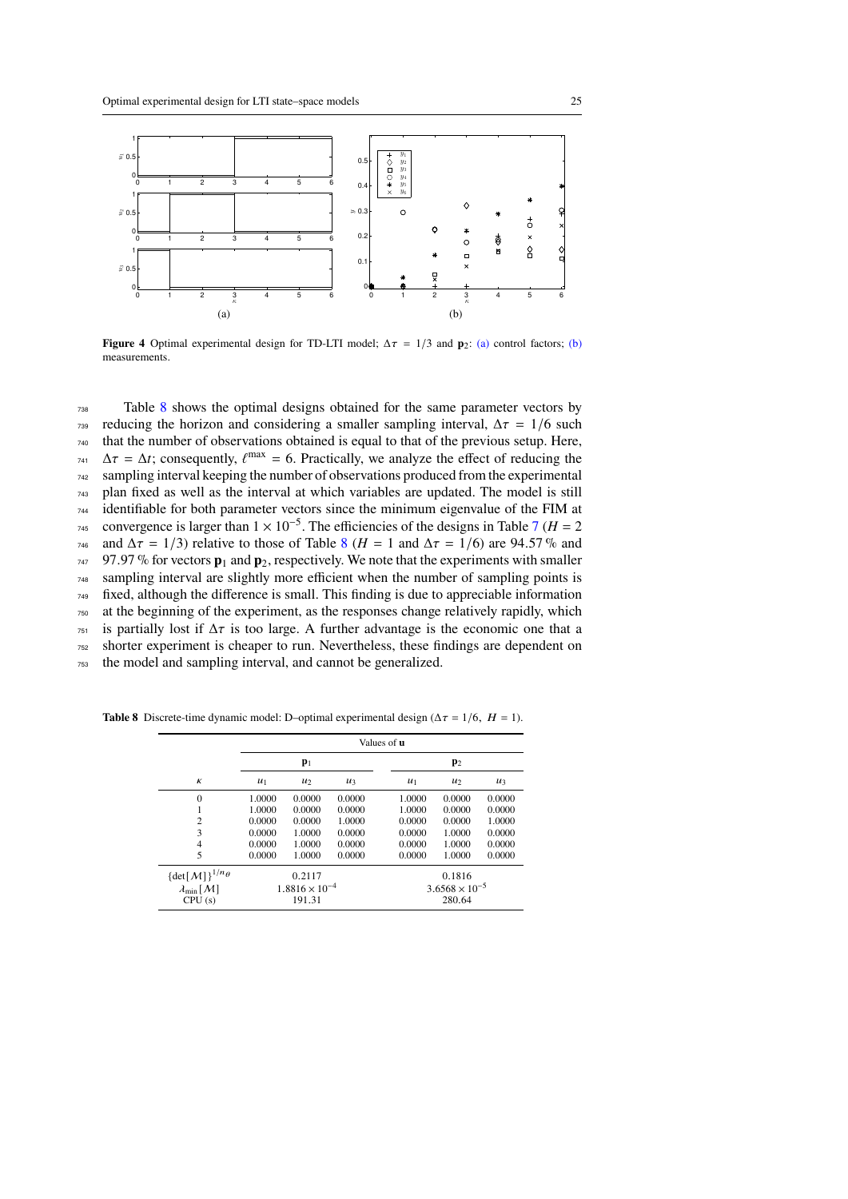**Figure 4** Optimal experimental design for TD-LTI model; $\Delta\tau = 1/3$ and $\mathbf{p}_2$: (a) control factors; (b) measurements.

Table 8 shows the optimal designs obtained for the same parameter vectors by reducing the horizon and considering a smaller sampling interval, $\Delta\tau = 1/6$ such that the number of observations obtained is equal to that of the previous setup. Here, $\Delta\tau = \Delta t$; consequently, $\ell^{\max} = 6$. Practically, we analyze the effect of reducing the sampling interval keeping the number of observations produced from the experimental plan fixed as well as the interval at which variables are updated. The model is still identifiable for both parameter vectors since the minimum eigenvalue of the FIM at convergence is larger than $1 \times 10^{-5}$. The efficiencies of the designs in Table 7 ($H = 2$ and $\Delta\tau = 1/3$) relative to those of Table 8 ($H = 1$ and $\Delta\tau = 1/6$) are 94.57 % and 97.97 % for vectors $\mathbf{p}_1$ and $\mathbf{p}_2$, respectively. We note that the experiments with smaller sampling interval are slightly more efficient when the number of sampling points is fixed, although the difference is small. This finding is due to appreciable information at the beginning of the experiment, as the responses change relatively rapidly, which is partially lost if $\Delta\tau$ is too large. A further advantage is the economic one that a shorter experiment is cheaper to run. Nevertheless, these findings are dependent on the model and sampling interval, and cannot be generalized.

**Table 8** Discrete-time dynamic model: D–optimal experimental design ($\Delta\tau = 1/6,\ H = 1$).

| | Values of $\mathbf{u}$ | | | | | |
|---|---|---|---|---|---|---|
| | $\mathbf{p}_1$ | | | $\mathbf{p}_2$ | | |
| $\kappa$ | $u_1$ | $u_2$ | $u_3$ | $u_1$ | $u_2$ | $u_3$ |
| 0 | 1.0000 | 0.0000 | 0.0000 | 1.0000 | 0.0000 | 0.0000 |
| 1 | 1.0000 | 0.0000 | 0.0000 | 1.0000 | 0.0000 | 0.0000 |
| 2 | 0.0000 | 0.0000 | 1.0000 | 0.0000 | 0.0000 | 1.0000 |
| 3 | 0.0000 | 1.0000 | 0.0000 | 0.0000 | 1.0000 | 0.0000 |
| 4 | 0.0000 | 1.0000 | 0.0000 | 0.0000 | 1.0000 | 0.0000 |
| 5 | 0.0000 | 1.0000 | 0.0000 | 0.0000 | 1.0000 | 0.0000 |
| $\{\det[\mathcal{M}]\}^{1/n_\theta}$ | 0.2117 | | | 0.1816 | | |
| $\lambda_{\min}[\mathcal{M}]$ | $1.8816 \times 10^{-4}$ | | | $3.6568 \times 10^{-5}$ | | |
| CPU (s) | 191.31 | | | 280.64 | | |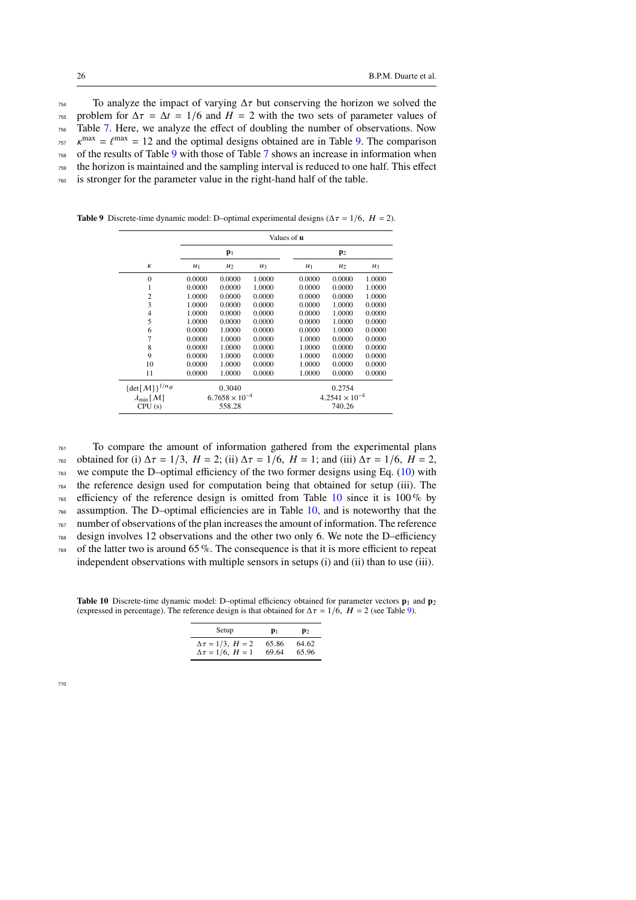To analyze the impact of varying $\Delta\tau$ but conserving the horizon we solved the problem for $\Delta\tau = \Delta t = 1/6$ and $H = 2$ with the two sets of parameter values of Table 7. Here, we analyze the effect of doubling the number of observations. Now $\kappa^{\max} = \ell^{\max} = 12$ and the optimal designs obtained are in Table 9. The comparison of the results of Table 9 with those of Table 7 shows an increase in information when the horizon is maintained and the sampling interval is reduced to one half. This effect is stronger for the parameter value in the right-hand half of the table.

**Table 9** Discrete-time dynamic model: D–optimal experimental designs ($\Delta\tau = 1/6,\ H = 2$).

| | Values of $\mathbf{u}$ | | | | | |
|---|---|---|---|---|---|---|
| | $\mathbf{p}_1$ | | | $\mathbf{p}_2$ | | |
| $\kappa$ | $u_1$ | $u_2$ | $u_3$ | $u_1$ | $u_2$ | $u_3$ |
| 0 | 0.0000 | 0.0000 | 1.0000 | 0.0000 | 0.0000 | 1.0000 |
| 1 | 0.0000 | 0.0000 | 1.0000 | 0.0000 | 0.0000 | 1.0000 |
| 2 | 1.0000 | 0.0000 | 0.0000 | 0.0000 | 0.0000 | 1.0000 |
| 3 | 1.0000 | 0.0000 | 0.0000 | 0.0000 | 1.0000 | 0.0000 |
| 4 | 1.0000 | 0.0000 | 0.0000 | 0.0000 | 1.0000 | 0.0000 |
| 5 | 1.0000 | 0.0000 | 0.0000 | 0.0000 | 1.0000 | 0.0000 |
| 6 | 0.0000 | 1.0000 | 0.0000 | 0.0000 | 1.0000 | 0.0000 |
| 7 | 0.0000 | 1.0000 | 0.0000 | 1.0000 | 0.0000 | 0.0000 |
| 8 | 0.0000 | 1.0000 | 0.0000 | 1.0000 | 0.0000 | 0.0000 |
| 9 | 0.0000 | 1.0000 | 0.0000 | 1.0000 | 0.0000 | 0.0000 |
| 10 | 0.0000 | 1.0000 | 0.0000 | 1.0000 | 0.0000 | 0.0000 |
| 11 | 0.0000 | 1.0000 | 0.0000 | 1.0000 | 0.0000 | 0.0000 |
| $\{\det[\mathcal{M}]\}^{1/n_\theta}$ | 0.3040 | | | 0.2754 | | |
| $\lambda_{\min}[\mathcal{M}]$ | $6.7658 \times 10^{-4}$ | | | $4.2541 \times 10^{-4}$ | | |
| CPU (s) | 558.28 | | | 740.26 | | |

To compare the amount of information gathered from the experimental plans obtained for (i) $\Delta\tau = 1/3,\ H = 2$; (ii) $\Delta\tau = 1/6,\ H = 1$; and (iii) $\Delta\tau = 1/6,\ H = 2$, we compute the D–optimal efficiency of the two former designs using Eq. (10) with the reference design used for computation being that obtained for setup (iii). The efficiency of the reference design is omitted from Table 10 since it is 100 % by assumption. The D–optimal efficiencies are in Table 10, and is noteworthy that the number of observations of the plan increases the amount of information. The reference design involves 12 observations and the other two only 6. We note the D–efficiency of the latter two is around 65 %. The consequence is that it is more efficient to repeat independent observations with multiple sensors in setups (i) and (ii) than to use (iii).

**Table 10** Discrete-time dynamic model: D–optimal efficiency obtained for parameter vectors $\mathbf{p}_1$ and $\mathbf{p}_2$ (expressed in percentage). The reference design is that obtained for $\Delta\tau = 1/6,\ H = 2$ (see Table 9).

| Setup | $\mathbf{p}_1$ | $\mathbf{p}_2$ |
|---|---|---|
| $\Delta\tau = 1/3,\ H = 2$ | 65.86 | 64.62 |
| $\Delta\tau = 1/6,\ H = 1$ | 69.64 | 65.96 |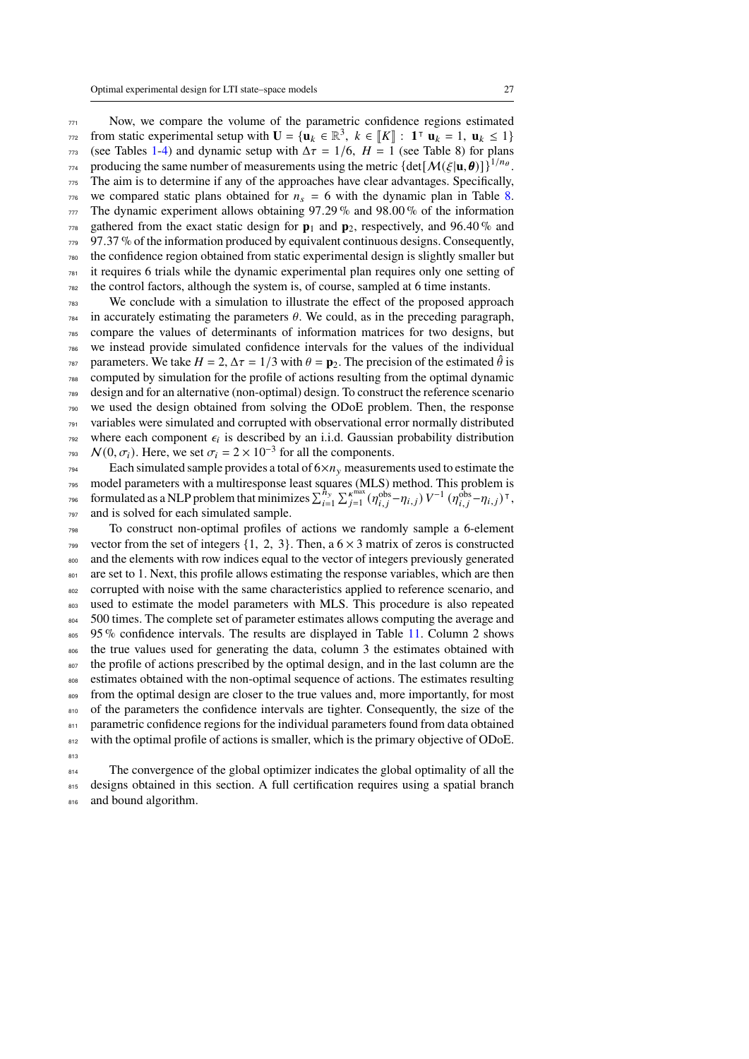Now, we compare the volume of the parametric confidence regions estimated from static experimental setup with $\mathbf{U} = \{\mathbf{u}_k \in \mathbb{R}^3,\ k \in [\![K]\!] : \mathbf{1}^\intercal\, \mathbf{u}_k = 1,\ \mathbf{u}_k \leq 1\}$ (see Tables 1-4) and dynamic setup with $\Delta\tau = 1/6,\ H = 1$ (see Table 8) for plans producing the same number of measurements using the metric $\{\det[\mathcal{M}(\xi|\mathbf{u},\boldsymbol{\theta})]\}^{1/n_\theta}$. The aim is to determine if any of the approaches have clear advantages. Specifically, we compared static plans obtained for $n_s = 6$ with the dynamic plan in Table 8. The dynamic experiment allows obtaining 97.29 % and 98.00 % of the information gathered from the exact static design for $\mathbf{p}_1$ and $\mathbf{p}_2$, respectively, and 96.40 % and 97.37 % of the information produced by equivalent continuous designs. Consequently, the confidence region obtained from static experimental design is slightly smaller but it requires 6 trials while the dynamic experimental plan requires only one setting of the control factors, although the system is, of course, sampled at 6 time instants.

We conclude with a simulation to illustrate the effect of the proposed approach in accurately estimating the parameters $\theta$. We could, as in the preceding paragraph, compare the values of determinants of information matrices for two designs, but we instead provide simulated confidence intervals for the values of the individual parameters. We take $H = 2$, $\Delta\tau = 1/3$ with $\theta = \mathbf{p}_2$. The precision of the estimated $\hat{\theta}$ is computed by simulation for the profile of actions resulting from the optimal dynamic design and for an alternative (non-optimal) design. To construct the reference scenario we used the design obtained from solving the ODoE problem. Then, the response variables were simulated and corrupted with observational error normally distributed where each component $\epsilon_i$ is described by an i.i.d. Gaussian probability distribution $\mathcal{N}(0, \sigma_i)$. Here, we set $\sigma_i = 2 \times 10^{-3}$ for all the components.

Each simulated sample provides a total of $6 \times n_y$ measurements used to estimate the model parameters with a multiresponse least squares (MLS) method. This problem is formulated as a NLP problem that minimizes $\sum_{i=1}^{n_y} \sum_{j=1}^{\kappa^{\max}} (\eta_{i,j}^{\text{obs}} - \eta_{i,j})\, V^{-1}\, (\eta_{i,j}^{\text{obs}} - \eta_{i,j})^\intercal$, and is solved for each simulated sample.

To construct non-optimal profiles of actions we randomly sample a 6-element vector from the set of integers $\{1,\ 2,\ 3\}$. Then, a $6 \times 3$ matrix of zeros is constructed and the elements with row indices equal to the vector of integers previously generated are set to 1. Next, this profile allows estimating the response variables, which are then corrupted with noise with the same characteristics applied to reference scenario, and used to estimate the model parameters with MLS. This procedure is also repeated 500 times. The complete set of parameter estimates allows computing the average and 95 % confidence intervals. The results are displayed in Table 11. Column 2 shows the true values used for generating the data, column 3 the estimates obtained with the profile of actions prescribed by the optimal design, and in the last column are the estimates obtained with the non-optimal sequence of actions. The estimates resulting from the optimal design are closer to the true values and, more importantly, for most of the parameters the confidence intervals are tighter. Consequently, the size of the parametric confidence regions for the individual parameters found from data obtained with the optimal profile of actions is smaller, which is the primary objective of ODoE.

The convergence of the global optimizer indicates the global optimality of all the designs obtained in this section. A full certification requires using a spatial branch and bound algorithm.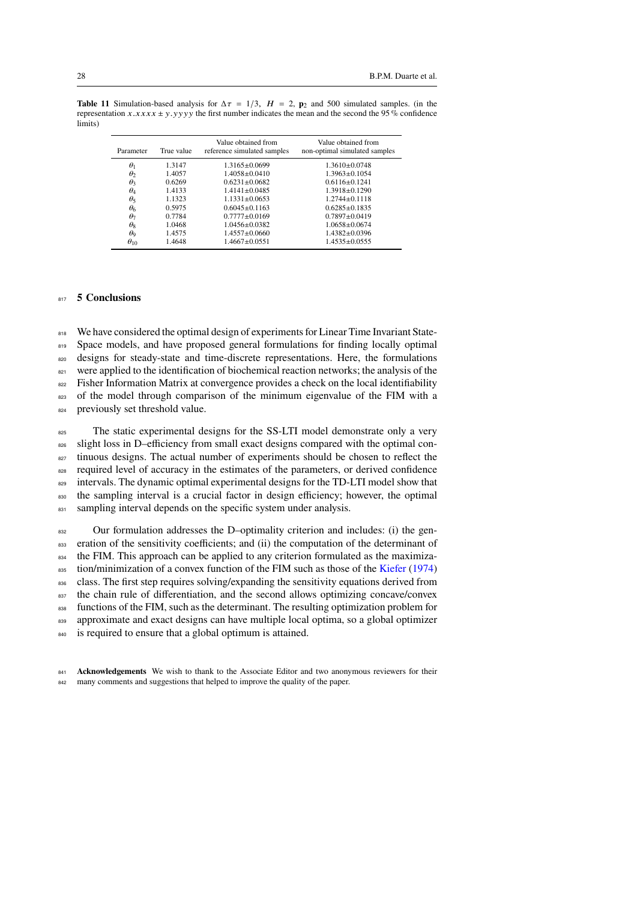**Table 11** Simulation-based analysis for $\Delta\tau = 1/3$, $H = 2$, $\mathbf{p}_2$ and 500 simulated samples. (in the representation $x.xxxx \pm y.yyyy$ the first number indicates the mean and the second the 95 % confidence limits)

| Parameter | True value | Value obtained from reference simulated samples | Value obtained from non-optimal simulated samples |
|---|---|---|---|
| $\theta_1$ | 1.3147 | 1.3165±0.0699 | 1.3610±0.0748 |
| $\theta_2$ | 1.4057 | 1.4058±0.0410 | 1.3963±0.1054 |
| $\theta_3$ | 0.6269 | 0.6231±0.0682 | 0.6116±0.1241 |
| $\theta_4$ | 1.4133 | 1.4141±0.0485 | 1.3918±0.1290 |
| $\theta_5$ | 1.1323 | 1.1331±0.0653 | 1.2744±0.1118 |
| $\theta_6$ | 0.5975 | 0.6045±0.1163 | 0.6285±0.1835 |
| $\theta_7$ | 0.7784 | 0.7777±0.0169 | 0.7897±0.0419 |
| $\theta_8$ | 1.0468 | 1.0456±0.0382 | 1.0658±0.0674 |
| $\theta_9$ | 1.4575 | 1.4557±0.0660 | 1.4382±0.0396 |
| $\theta_{10}$ | 1.4648 | 1.4667±0.0551 | 1.4535±0.0555 |

## 5 Conclusions

We have considered the optimal design of experiments for Linear Time Invariant State-Space models, and have proposed general formulations for finding locally optimal designs for steady-state and time-discrete representations. Here, the formulations were applied to the identification of biochemical reaction networks; the analysis of the Fisher Information Matrix at convergence provides a check on the local identifiability of the model through comparison of the minimum eigenvalue of the FIM with a previously set threshold value.

The static experimental designs for the SS-LTI model demonstrate only a very slight loss in D–efficiency from small exact designs compared with the optimal continuous designs. The actual number of experiments should be chosen to reflect the required level of accuracy in the estimates of the parameters, or derived confidence intervals. The dynamic optimal experimental designs for the TD-LTI model show that the sampling interval is a crucial factor in design efficiency; however, the optimal sampling interval depends on the specific system under analysis.

Our formulation addresses the D–optimality criterion and includes: (i) the generation of the sensitivity coefficients; and (ii) the computation of the determinant of the FIM. This approach can be applied to any criterion formulated as the maximization/minimization of a convex function of the FIM such as those of the Kiefer (1974) class. The first step requires solving/expanding the sensitivity equations derived from the chain rule of differentiation, and the second allows optimizing concave/convex functions of the FIM, such as the determinant. The resulting optimization problem for approximate and exact designs can have multiple local optima, so a global optimizer is required to ensure that a global optimum is attained.

**Acknowledgements** We wish to thank to the Associate Editor and two anonymous reviewers for their many comments and suggestions that helped to improve the quality of the paper.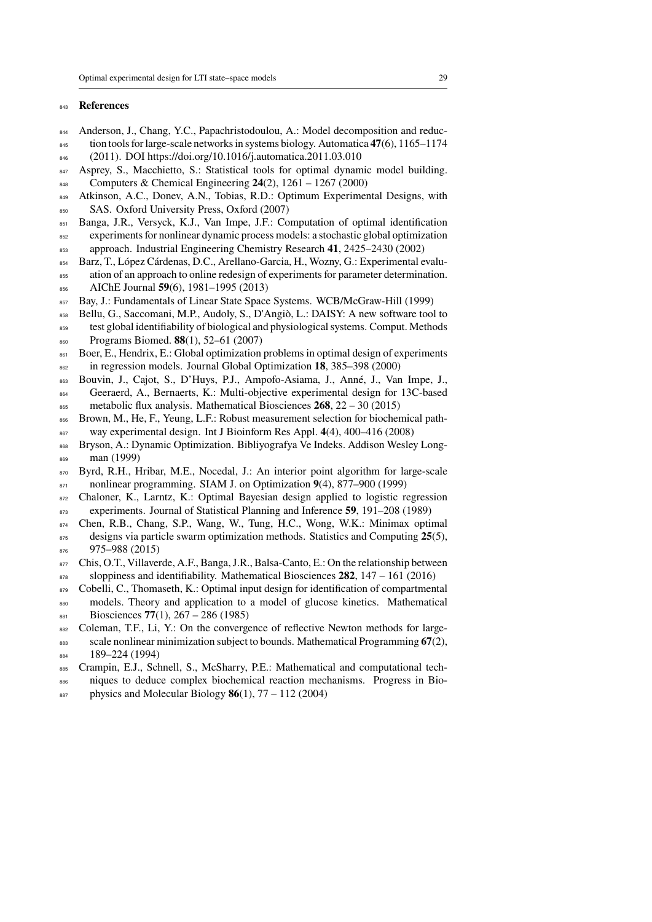## References

Anderson, J., Chang, Y.C., Papachristodoulou, A.: Model decomposition and reduction tools for large-scale networks in systems biology. Automatica **47**(6), 1165–1174 (2011). DOI https://doi.org/10.1016/j.automatica.2011.03.010

Asprey, S., Macchietto, S.: Statistical tools for optimal dynamic model building. Computers & Chemical Engineering **24**(2), 1261 – 1267 (2000)

Atkinson, A.C., Donev, A.N., Tobias, R.D.: Optimum Experimental Designs, with SAS. Oxford University Press, Oxford (2007)

Banga, J.R., Versyck, K.J., Van Impe, J.F.: Computation of optimal identification experiments for nonlinear dynamic process models: a stochastic global optimization approach. Industrial Engineering Chemistry Research **41**, 2425–2430 (2002)

Barz, T., López Cárdenas, D.C., Arellano-Garcia, H., Wozny, G.: Experimental evaluation of an approach to online redesign of experiments for parameter determination. AIChE Journal **59**(6), 1981–1995 (2013)

Bay, J.: Fundamentals of Linear State Space Systems. WCB/McGraw-Hill (1999)

Bellu, G., Saccomani, M.P., Audoly, S., D'Angiò, L.: DAISY: A new software tool to test global identifiability of biological and physiological systems. Comput. Methods Programs Biomed. **88**(1), 52–61 (2007)

Boer, E., Hendrix, E.: Global optimization problems in optimal design of experiments in regression models. Journal Global Optimization **18**, 385–398 (2000)

Bouvin, J., Cajot, S., D'Huys, P.J., Ampofo-Asiama, J., Anné, J., Van Impe, J., Geeraerd, A., Bernaerts, K.: Multi-objective experimental design for 13C-based metabolic flux analysis. Mathematical Biosciences **268**, 22 – 30 (2015)

Brown, M., He, F., Yeung, L.F.: Robust measurement selection for biochemical pathway experimental design. Int J Bioinform Res Appl. **4**(4), 400–416 (2008)

Bryson, A.: Dynamic Optimization. Bibliyografya Ve Indeks. Addison Wesley Longman (1999)

Byrd, R.H., Hribar, M.E., Nocedal, J.: An interior point algorithm for large-scale nonlinear programming. SIAM J. on Optimization **9**(4), 877–900 (1999)

Chaloner, K., Larntz, K.: Optimal Bayesian design applied to logistic regression experiments. Journal of Statistical Planning and Inference **59**, 191–208 (1989)

Chen, R.B., Chang, S.P., Wang, W., Tung, H.C., Wong, W.K.: Minimax optimal designs via particle swarm optimization methods. Statistics and Computing **25**(5), 975–988 (2015)

Chis, O.T., Villaverde, A.F., Banga, J.R., Balsa-Canto, E.: On the relationship between sloppiness and identifiability. Mathematical Biosciences **282**, 147 – 161 (2016)

Cobelli, C., Thomaseth, K.: Optimal input design for identification of compartmental models. Theory and application to a model of glucose kinetics. Mathematical Biosciences **77**(1), 267 – 286 (1985)

Coleman, T.F., Li, Y.: On the convergence of reflective Newton methods for large-scale nonlinear minimization subject to bounds. Mathematical Programming **67**(2), 189–224 (1994)

Crampin, E.J., Schnell, S., McSharry, P.E.: Mathematical and computational techniques to deduce complex biochemical reaction mechanisms. Progress in Biophysics and Molecular Biology **86**(1), 77 – 112 (2004)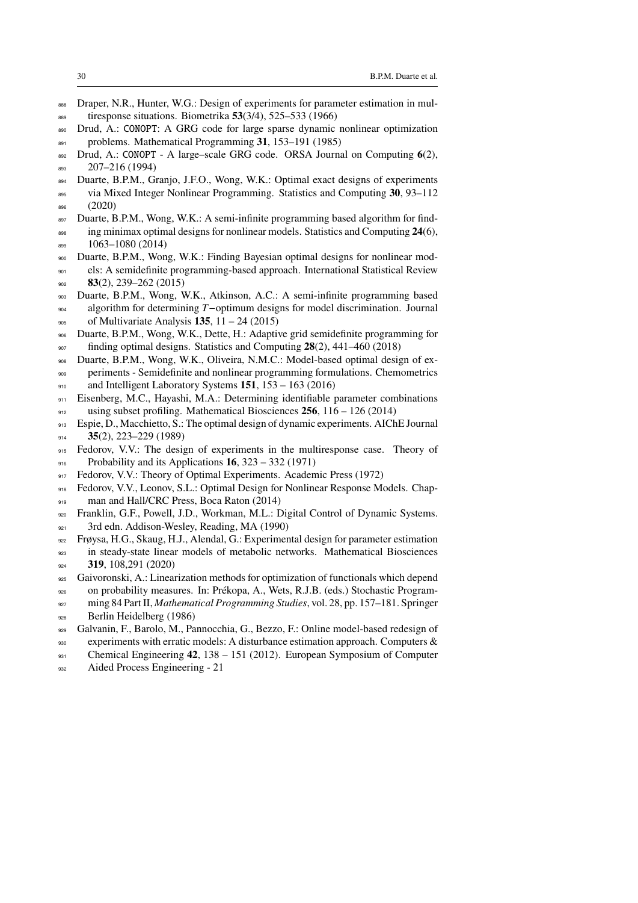Draper, N.R., Hunter, W.G.: Design of experiments for parameter estimation in multiresponse situations. Biometrika **53**(3/4), 525–533 (1966)

Drud, A.: CONOPT: A GRG code for large sparse dynamic nonlinear optimization problems. Mathematical Programming **31**, 153–191 (1985)

Drud, A.: CONOPT - A large–scale GRG code. ORSA Journal on Computing **6**(2), 207–216 (1994)

Duarte, B.P.M., Granjo, J.F.O., Wong, W.K.: Optimal exact designs of experiments via Mixed Integer Nonlinear Programming. Statistics and Computing **30**, 93–112 (2020)

Duarte, B.P.M., Wong, W.K.: A semi-infinite programming based algorithm for finding minimax optimal designs for nonlinear models. Statistics and Computing **24**(6), 1063–1080 (2014)

Duarte, B.P.M., Wong, W.K.: Finding Bayesian optimal designs for nonlinear models: A semidefinite programming-based approach. International Statistical Review **83**(2), 239–262 (2015)

Duarte, B.P.M., Wong, W.K., Atkinson, A.C.: A semi-infinite programming based algorithm for determining $T-$optimum designs for model discrimination. Journal of Multivariate Analysis **135**, 11 – 24 (2015)

Duarte, B.P.M., Wong, W.K., Dette, H.: Adaptive grid semidefinite programming for finding optimal designs. Statistics and Computing **28**(2), 441–460 (2018)

Duarte, B.P.M., Wong, W.K., Oliveira, N.M.C.: Model-based optimal design of experiments - Semidefinite and nonlinear programming formulations. Chemometrics and Intelligent Laboratory Systems **151**, 153 – 163 (2016)

Eisenberg, M.C., Hayashi, M.A.: Determining identifiable parameter combinations using subset profiling. Mathematical Biosciences **256**, 116 – 126 (2014)

Espie, D., Macchietto, S.: The optimal design of dynamic experiments. AIChE Journal **35**(2), 223–229 (1989)

Fedorov, V.V.: The design of experiments in the multiresponse case. Theory of Probability and its Applications **16**, 323 – 332 (1971)

Fedorov, V.V.: Theory of Optimal Experiments. Academic Press (1972)

Fedorov, V.V., Leonov, S.L.: Optimal Design for Nonlinear Response Models. Chapman and Hall/CRC Press, Boca Raton (2014)

Franklin, G.F., Powell, J.D., Workman, M.L.: Digital Control of Dynamic Systems. 3rd edn. Addison-Wesley, Reading, MA (1990)

Frøysa, H.G., Skaug, H.J., Alendal, G.: Experimental design for parameter estimation in steady-state linear models of metabolic networks. Mathematical Biosciences **319**, 108,291 (2020)

Gaivoronski, A.: Linearization methods for optimization of functionals which depend on probability measures. In: Prékopa, A., Wets, R.J.B. (eds.) Stochastic Programming 84 Part II, *Mathematical Programming Studies*, vol. 28, pp. 157–181. Springer Berlin Heidelberg (1986)

Galvanin, F., Barolo, M., Pannocchia, G., Bezzo, F.: Online model-based redesign of experiments with erratic models: A disturbance estimation approach. Computers & Chemical Engineering **42**, 138 – 151 (2012). European Symposium of Computer Aided Process Engineering - 21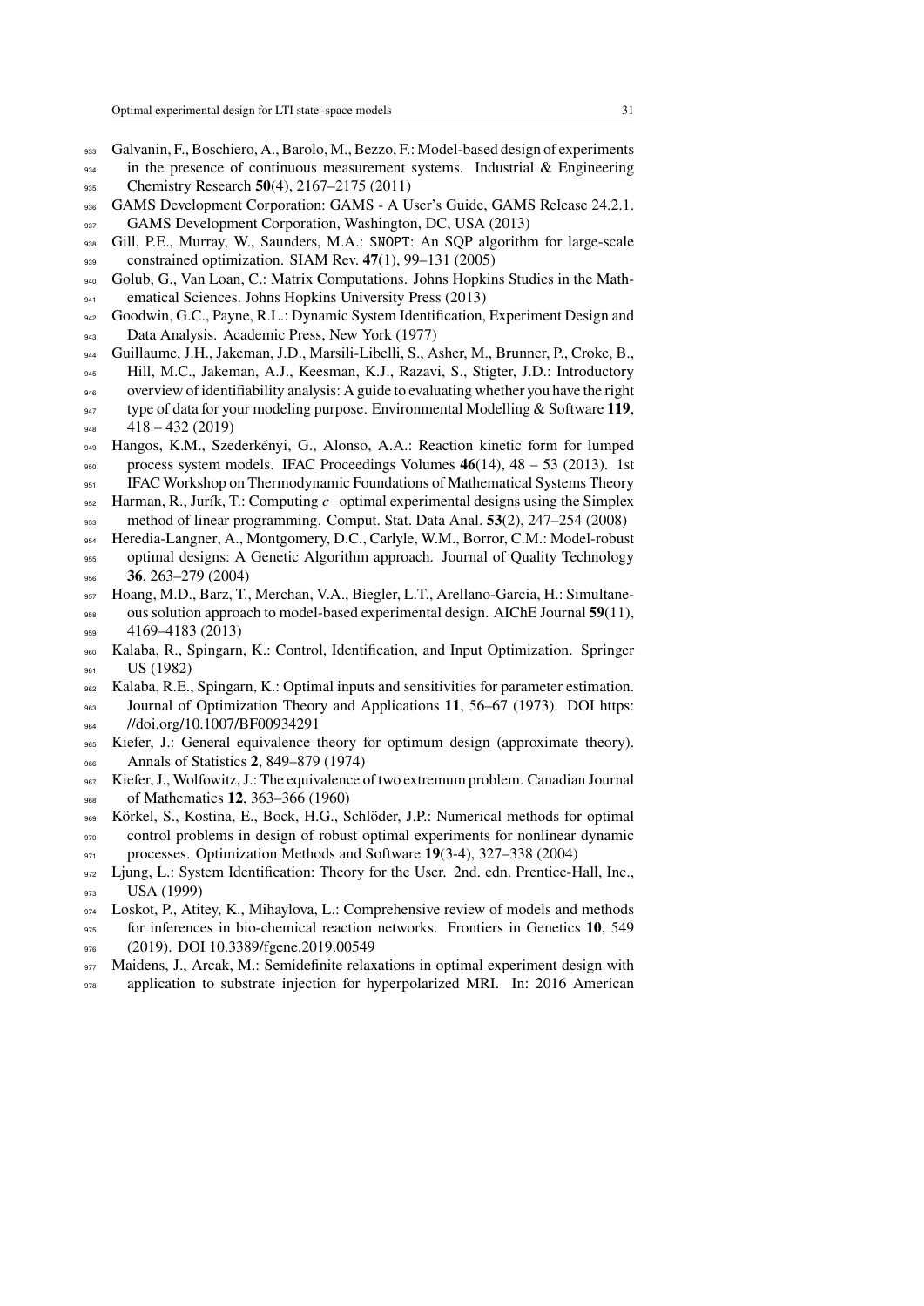Galvanin, F., Boschiero, A., Barolo, M., Bezzo, F.: Model-based design of experiments in the presence of continuous measurement systems. Industrial & Engineering Chemistry Research **50**(4), 2167–2175 (2011)

GAMS Development Corporation: GAMS - A User's Guide, GAMS Release 24.2.1. GAMS Development Corporation, Washington, DC, USA (2013)

Gill, P.E., Murray, W., Saunders, M.A.: SNOPT: An SQP algorithm for large-scale constrained optimization. SIAM Rev. **47**(1), 99–131 (2005)

Golub, G., Van Loan, C.: Matrix Computations. Johns Hopkins Studies in the Mathematical Sciences. Johns Hopkins University Press (2013)

Goodwin, G.C., Payne, R.L.: Dynamic System Identification, Experiment Design and Data Analysis. Academic Press, New York (1977)

Guillaume, J.H., Jakeman, J.D., Marsili-Libelli, S., Asher, M., Brunner, P., Croke, B., Hill, M.C., Jakeman, A.J., Keesman, K.J., Razavi, S., Stigter, J.D.: Introductory overview of identifiability analysis: A guide to evaluating whether you have the right type of data for your modeling purpose. Environmental Modelling & Software **119**, 418 – 432 (2019)

Hangos, K.M., Szederkényi, G., Alonso, A.A.: Reaction kinetic form for lumped process system models. IFAC Proceedings Volumes **46**(14), 48 – 53 (2013). 1st IFAC Workshop on Thermodynamic Foundations of Mathematical Systems Theory

Harman, R., Jurík, T.: Computing $c-$optimal experimental designs using the Simplex method of linear programming. Comput. Stat. Data Anal. **53**(2), 247–254 (2008)

Heredia-Langner, A., Montgomery, D.C., Carlyle, W.M., Borror, C.M.: Model-robust optimal designs: A Genetic Algorithm approach. Journal of Quality Technology **36**, 263–279 (2004)

Hoang, M.D., Barz, T., Merchan, V.A., Biegler, L.T., Arellano-Garcia, H.: Simultaneous solution approach to model-based experimental design. AIChE Journal **59**(11), 4169–4183 (2013)

Kalaba, R., Spingarn, K.: Control, Identification, and Input Optimization. Springer US (1982)

Kalaba, R.E., Spingarn, K.: Optimal inputs and sensitivities for parameter estimation. Journal of Optimization Theory and Applications **11**, 56–67 (1973). DOI https://doi.org/10.1007/BF00934291

Kiefer, J.: General equivalence theory for optimum design (approximate theory). Annals of Statistics **2**, 849–879 (1974)

Kiefer, J., Wolfowitz, J.: The equivalence of two extremum problem. Canadian Journal of Mathematics **12**, 363–366 (1960)

Körkel, S., Kostina, E., Bock, H.G., Schlöder, J.P.: Numerical methods for optimal control problems in design of robust optimal experiments for nonlinear dynamic processes. Optimization Methods and Software **19**(3-4), 327–338 (2004)

Ljung, L.: System Identification: Theory for the User. 2nd. edn. Prentice-Hall, Inc., USA (1999)

Loskot, P., Atitey, K., Mihaylova, L.: Comprehensive review of models and methods for inferences in bio-chemical reaction networks. Frontiers in Genetics **10**, 549 (2019). DOI 10.3389/fgene.2019.00549

Maidens, J., Arcak, M.: Semidefinite relaxations in optimal experiment design with application to substrate injection for hyperpolarized MRI. In: 2016 American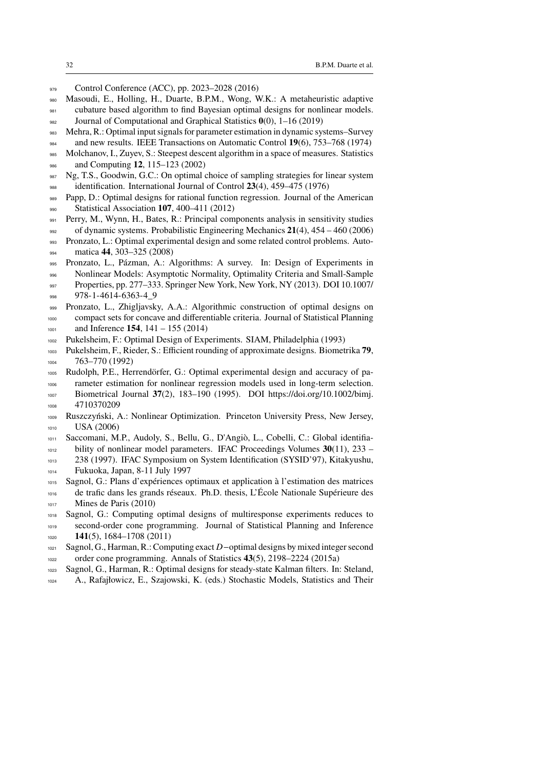Control Conference (ACC), pp. 2023–2028 (2016)

Masoudi, E., Holling, H., Duarte, B.P.M., Wong, W.K.: A metaheuristic adaptive cubature based algorithm to find Bayesian optimal designs for nonlinear models. Journal of Computational and Graphical Statistics **0**(0), 1–16 (2019)

Mehra, R.: Optimal input signals for parameter estimation in dynamic systems–Survey and new results. IEEE Transactions on Automatic Control **19**(6), 753–768 (1974)

Molchanov, I., Zuyev, S.: Steepest descent algorithm in a space of measures. Statistics and Computing **12**, 115–123 (2002)

Ng, T.S., Goodwin, G.C.: On optimal choice of sampling strategies for linear system identification. International Journal of Control **23**(4), 459–475 (1976)

Papp, D.: Optimal designs for rational function regression. Journal of the American Statistical Association **107**, 400–411 (2012)

Perry, M., Wynn, H., Bates, R.: Principal components analysis in sensitivity studies of dynamic systems. Probabilistic Engineering Mechanics **21**(4), 454 – 460 (2006)

Pronzato, L.: Optimal experimental design and some related control problems. Automatica **44**, 303–325 (2008)

Pronzato, L., Pázman, A.: Algorithms: A survey. In: Design of Experiments in Nonlinear Models: Asymptotic Normality, Optimality Criteria and Small-Sample Properties, pp. 277–333. Springer New York, New York, NY (2013). DOI 10.1007/978-1-4614-6363-4_9

Pronzato, L., Zhigljavsky, A.A.: Algorithmic construction of optimal designs on compact sets for concave and differentiable criteria. Journal of Statistical Planning and Inference **154**, 141 – 155 (2014)

Pukelsheim, F.: Optimal Design of Experiments. SIAM, Philadelphia (1993)

Pukelsheim, F., Rieder, S.: Efficient rounding of approximate designs. Biometrika **79**, 763–770 (1992)

Rudolph, P.E., Herrendörfer, G.: Optimal experimental design and accuracy of parameter estimation for nonlinear regression models used in long-term selection. Biometrical Journal **37**(2), 183–190 (1995). DOI https://doi.org/10.1002/bimj.4710370209

Ruszczyński, A.: Nonlinear Optimization. Princeton University Press, New Jersey, USA (2006)

Saccomani, M.P., Audoly, S., Bellu, G., D'Angiò, L., Cobelli, C.: Global identifiability of nonlinear model parameters. IFAC Proceedings Volumes **30**(11), 233 – 238 (1997). IFAC Symposium on System Identification (SYSID'97), Kitakyushu, Fukuoka, Japan, 8-11 July 1997

Sagnol, G.: Plans d'expériences optimaux et application à l'estimation des matrices de trafic dans les grands réseaux. Ph.D. thesis, L'École Nationale Supérieure des Mines de Paris (2010)

Sagnol, G.: Computing optimal designs of multiresponse experiments reduces to second-order cone programming. Journal of Statistical Planning and Inference **141**(5), 1684–1708 (2011)

Sagnol, G., Harman, R.: Computing exact $D-$optimal designs by mixed integer second order cone programming. Annals of Statistics **43**(5), 2198–2224 (2015a)

Sagnol, G., Harman, R.: Optimal designs for steady-state Kalman filters. In: Steland, A., Rafajłowicz, E., Szajowski, K. (eds.) Stochastic Models, Statistics and Their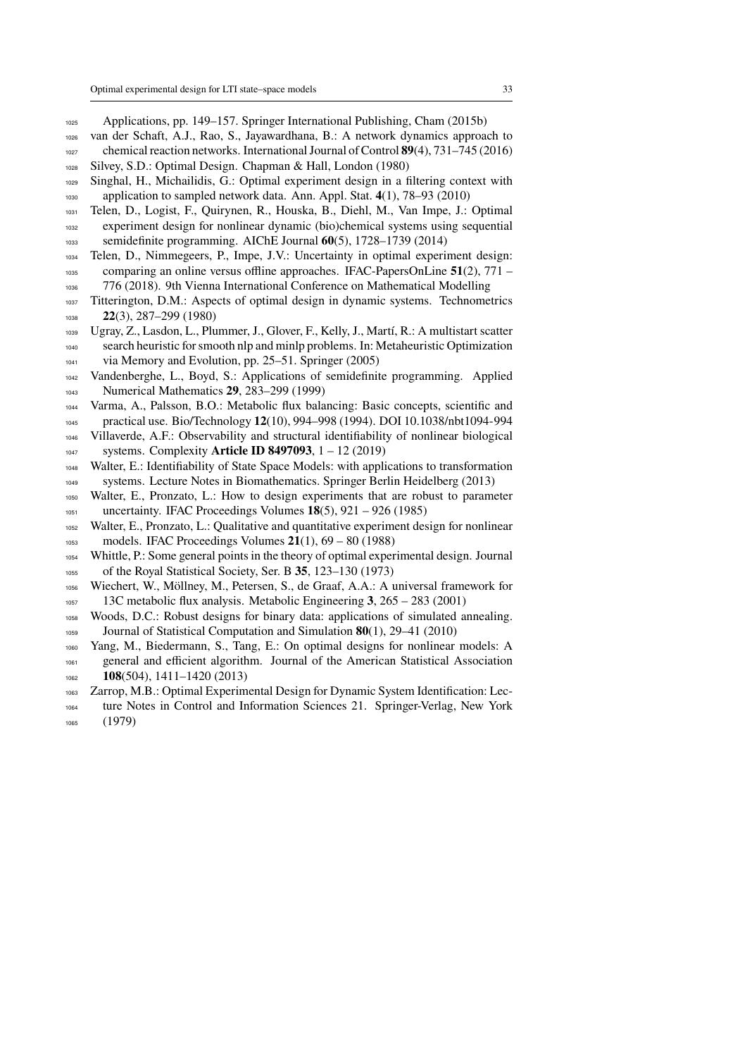Applications, pp. 149–157. Springer International Publishing, Cham (2015b)

van der Schaft, A.J., Rao, S., Jayawardhana, B.: A network dynamics approach to chemical reaction networks. International Journal of Control **89**(4), 731–745 (2016)

Silvey, S.D.: Optimal Design. Chapman & Hall, London (1980)

Singhal, H., Michailidis, G.: Optimal experiment design in a filtering context with application to sampled network data. Ann. Appl. Stat. **4**(1), 78–93 (2010)

Telen, D., Logist, F., Quirynen, R., Houska, B., Diehl, M., Van Impe, J.: Optimal experiment design for nonlinear dynamic (bio)chemical systems using sequential semidefinite programming. AIChE Journal **60**(5), 1728–1739 (2014)

Telen, D., Nimmegeers, P., Impe, J.V.: Uncertainty in optimal experiment design: comparing an online versus offline approaches. IFAC-PapersOnLine **51**(2), 771 – 776 (2018). 9th Vienna International Conference on Mathematical Modelling

Titterington, D.M.: Aspects of optimal design in dynamic systems. Technometrics **22**(3), 287–299 (1980)

Ugray, Z., Lasdon, L., Plummer, J., Glover, F., Kelly, J., Martí, R.: A multistart scatter search heuristic for smooth nlp and minlp problems. In: Metaheuristic Optimization via Memory and Evolution, pp. 25–51. Springer (2005)

Vandenberghe, L., Boyd, S.: Applications of semidefinite programming. Applied Numerical Mathematics **29**, 283–299 (1999)

Varma, A., Palsson, B.O.: Metabolic flux balancing: Basic concepts, scientific and practical use. Bio/Technology **12**(10), 994–998 (1994). DOI 10.1038/nbt1094-994

Villaverde, A.F.: Observability and structural identifiability of nonlinear biological systems. Complexity **Article ID 8497093**, 1 – 12 (2019)

Walter, E.: Identifiability of State Space Models: with applications to transformation systems. Lecture Notes in Biomathematics. Springer Berlin Heidelberg (2013)

Walter, E., Pronzato, L.: How to design experiments that are robust to parameter uncertainty. IFAC Proceedings Volumes **18**(5), 921 – 926 (1985)

Walter, E., Pronzato, L.: Qualitative and quantitative experiment design for nonlinear models. IFAC Proceedings Volumes **21**(1), 69 – 80 (1988)

Whittle, P.: Some general points in the theory of optimal experimental design. Journal of the Royal Statistical Society, Ser. B **35**, 123–130 (1973)

Wiechert, W., Möllney, M., Petersen, S., de Graaf, A.A.: A universal framework for 13C metabolic flux analysis. Metabolic Engineering **3**, 265 – 283 (2001)

Woods, D.C.: Robust designs for binary data: applications of simulated annealing. Journal of Statistical Computation and Simulation **80**(1), 29–41 (2010)

Yang, M., Biedermann, S., Tang, E.: On optimal designs for nonlinear models: A general and efficient algorithm. Journal of the American Statistical Association **108**(504), 1411–1420 (2013)

Zarrop, M.B.: Optimal Experimental Design for Dynamic System Identification: Lecture Notes in Control and Information Sciences 21. Springer-Verlag, New York (1979)